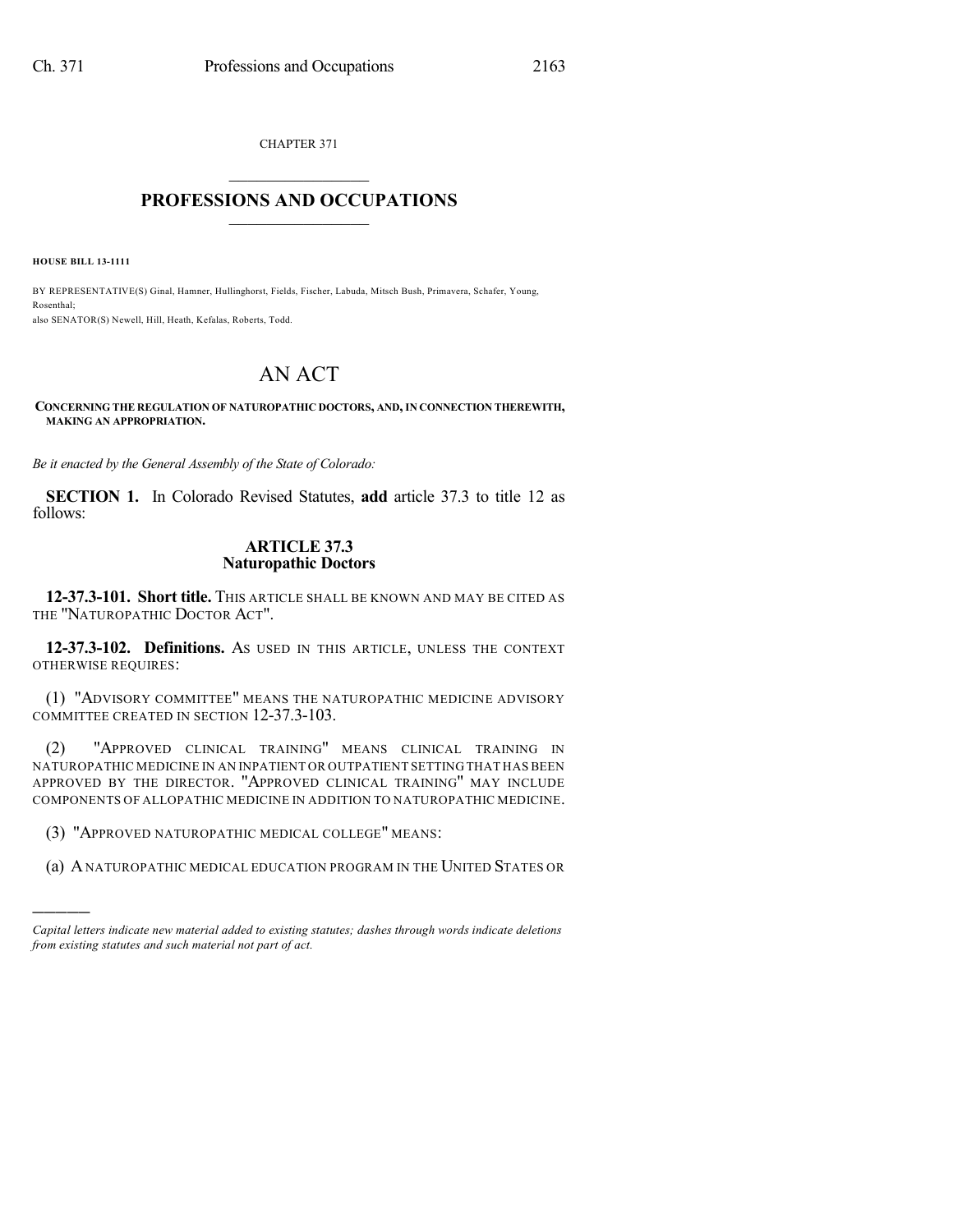CHAPTER 371

# PROFESSIONS AND OCCUPATIONS

**HOUSE BILL 13-1111**

BY REPRESENTATIVE(S) Ginal, Hamner, Hullinghorst, Fields, Fischer, Labuda, Mitsch Bush, Primavera, Schafer, Young, Rosenthal;
also SENATOR(S) Newell, Hill, Heath, Kefalas, Roberts, Todd.

# AN ACT

**CONCERNING THE REGULATION OF NATUROPATHIC DOCTORS, AND, IN CONNECTION THEREWITH, MAKING AN APPROPRIATION.**

*Be it enacted by the General Assembly of the State of Colorado:*

**SECTION 1.** In Colorado Revised Statutes, **add** article 37.3 to title 12 as follows:

## ARTICLE 37.3
## Naturopathic Doctors

**12-37.3-101. Short title.** THIS ARTICLE SHALL BE KNOWN AND MAY BE CITED AS THE "NATUROPATHIC DOCTOR ACT".

**12-37.3-102. Definitions.** AS USED IN THIS ARTICLE, UNLESS THE CONTEXT OTHERWISE REQUIRES:

(1) "ADVISORY COMMITTEE" MEANS THE NATUROPATHIC MEDICINE ADVISORY COMMITTEE CREATED IN SECTION 12-37.3-103.

(2) "APPROVED CLINICAL TRAINING" MEANS CLINICAL TRAINING IN NATUROPATHIC MEDICINE IN AN INPATIENT OR OUTPATIENT SETTING THAT HAS BEEN APPROVED BY THE DIRECTOR. "APPROVED CLINICAL TRAINING" MAY INCLUDE COMPONENTS OF ALLOPATHIC MEDICINE IN ADDITION TO NATUROPATHIC MEDICINE.

(3) "APPROVED NATUROPATHIC MEDICAL COLLEGE" MEANS:

(a) A NATUROPATHIC MEDICAL EDUCATION PROGRAM IN THE UNITED STATES OR

---

*Capital letters indicate new material added to existing statutes; dashes through words indicate deletions from existing statutes and such material not part of act.*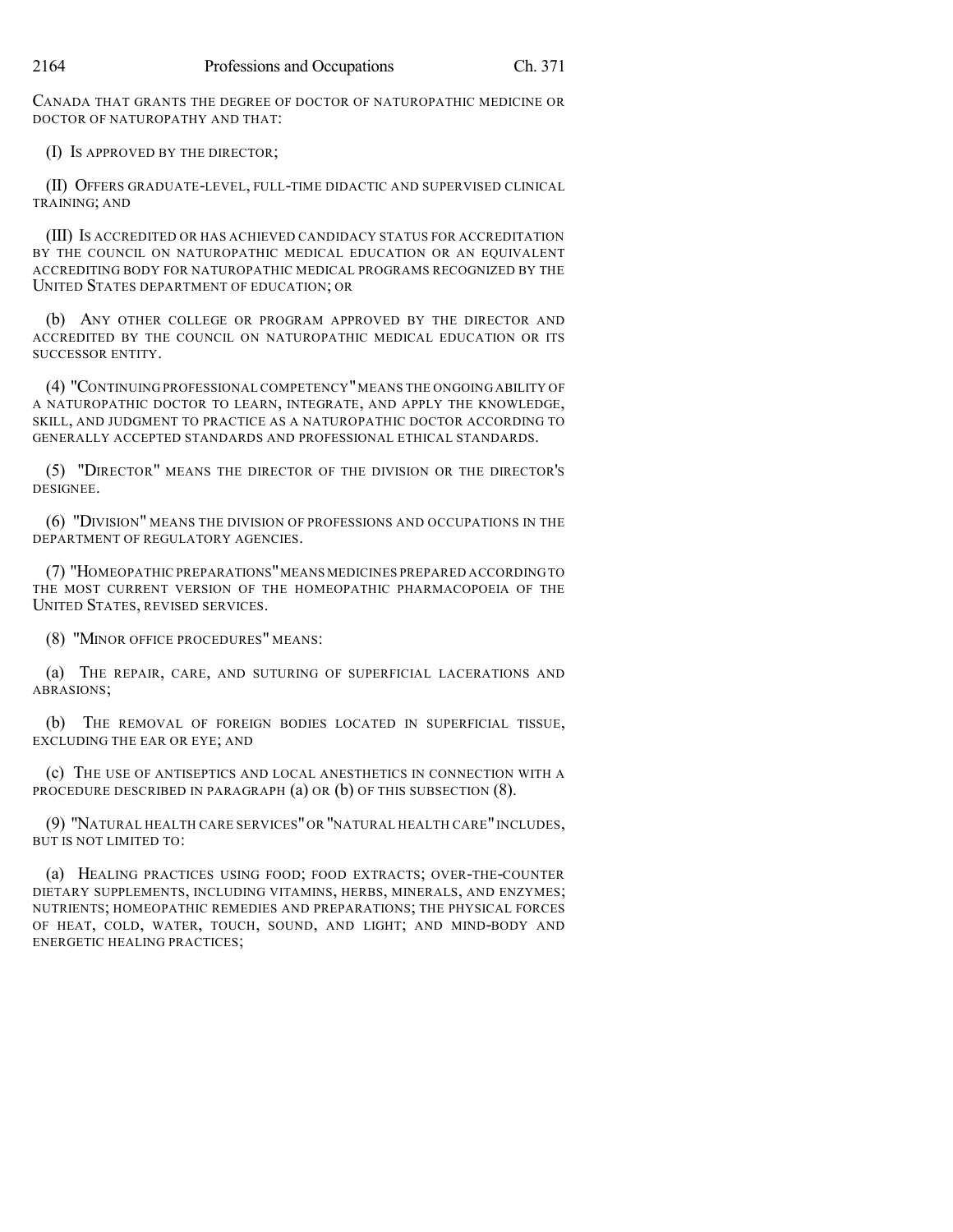CANADA THAT GRANTS THE DEGREE OF DOCTOR OF NATUROPATHIC MEDICINE OR DOCTOR OF NATUROPATHY AND THAT:

(I) IS APPROVED BY THE DIRECTOR;

(II) OFFERS GRADUATE-LEVEL, FULL-TIME DIDACTIC AND SUPERVISED CLINICAL TRAINING; AND

(III) IS ACCREDITED OR HAS ACHIEVED CANDIDACY STATUS FOR ACCREDITATION BY THE COUNCIL ON NATUROPATHIC MEDICAL EDUCATION OR AN EQUIVALENT ACCREDITING BODY FOR NATUROPATHIC MEDICAL PROGRAMS RECOGNIZED BY THE UNITED STATES DEPARTMENT OF EDUCATION; OR

(b) ANY OTHER COLLEGE OR PROGRAM APPROVED BY THE DIRECTOR AND ACCREDITED BY THE COUNCIL ON NATUROPATHIC MEDICAL EDUCATION OR ITS SUCCESSOR ENTITY.

(4) "CONTINUING PROFESSIONAL COMPETENCY" MEANS THE ONGOING ABILITY OF A NATUROPATHIC DOCTOR TO LEARN, INTEGRATE, AND APPLY THE KNOWLEDGE, SKILL, AND JUDGMENT TO PRACTICE AS A NATUROPATHIC DOCTOR ACCORDING TO GENERALLY ACCEPTED STANDARDS AND PROFESSIONAL ETHICAL STANDARDS.

(5) "DIRECTOR" MEANS THE DIRECTOR OF THE DIVISION OR THE DIRECTOR'S DESIGNEE.

(6) "DIVISION" MEANS THE DIVISION OF PROFESSIONS AND OCCUPATIONS IN THE DEPARTMENT OF REGULATORY AGENCIES.

(7) "HOMEOPATHIC PREPARATIONS" MEANS MEDICINES PREPARED ACCORDING TO THE MOST CURRENT VERSION OF THE HOMEOPATHIC PHARMACOPOEIA OF THE UNITED STATES, REVISED SERVICES.

(8) "MINOR OFFICE PROCEDURES" MEANS:

(a) THE REPAIR, CARE, AND SUTURING OF SUPERFICIAL LACERATIONS AND ABRASIONS;

(b) THE REMOVAL OF FOREIGN BODIES LOCATED IN SUPERFICIAL TISSUE, EXCLUDING THE EAR OR EYE; AND

(c) THE USE OF ANTISEPTICS AND LOCAL ANESTHETICS IN CONNECTION WITH A PROCEDURE DESCRIBED IN PARAGRAPH (a) OR (b) OF THIS SUBSECTION (8).

(9) "NATURAL HEALTH CARE SERVICES" OR "NATURAL HEALTH CARE" INCLUDES, BUT IS NOT LIMITED TO:

(a) HEALING PRACTICES USING FOOD; FOOD EXTRACTS; OVER-THE-COUNTER DIETARY SUPPLEMENTS, INCLUDING VITAMINS, HERBS, MINERALS, AND ENZYMES; NUTRIENTS; HOMEOPATHIC REMEDIES AND PREPARATIONS; THE PHYSICAL FORCES OF HEAT, COLD, WATER, TOUCH, SOUND, AND LIGHT; AND MIND-BODY AND ENERGETIC HEALING PRACTICES;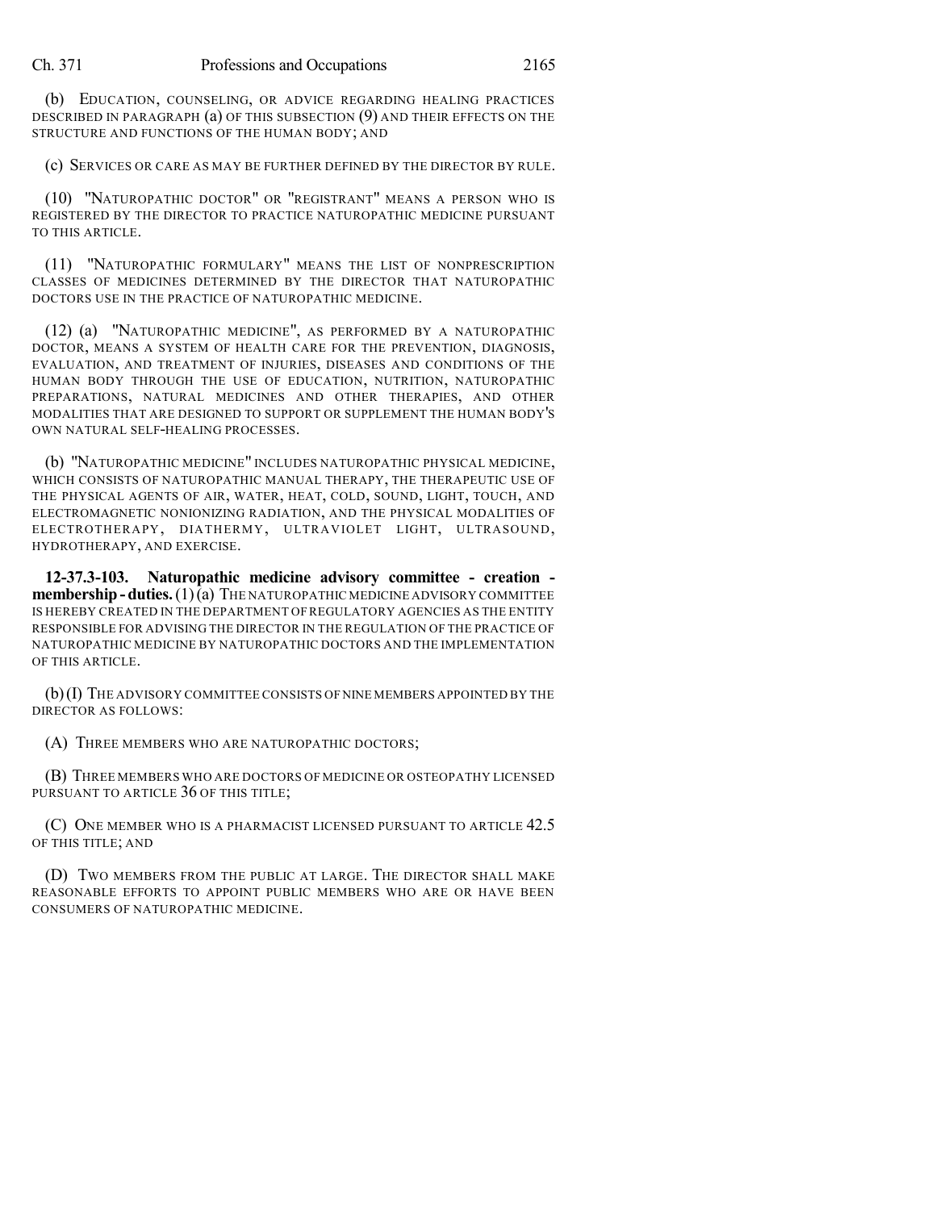(b) EDUCATION, COUNSELING, OR ADVICE REGARDING HEALING PRACTICES DESCRIBED IN PARAGRAPH (a) OF THIS SUBSECTION (9) AND THEIR EFFECTS ON THE STRUCTURE AND FUNCTIONS OF THE HUMAN BODY; AND

(c) SERVICES OR CARE AS MAY BE FURTHER DEFINED BY THE DIRECTOR BY RULE.

(10) "NATUROPATHIC DOCTOR" OR "REGISTRANT" MEANS A PERSON WHO IS REGISTERED BY THE DIRECTOR TO PRACTICE NATUROPATHIC MEDICINE PURSUANT TO THIS ARTICLE.

(11) "NATUROPATHIC FORMULARY" MEANS THE LIST OF NONPRESCRIPTION CLASSES OF MEDICINES DETERMINED BY THE DIRECTOR THAT NATUROPATHIC DOCTORS USE IN THE PRACTICE OF NATUROPATHIC MEDICINE.

(12) (a) "NATUROPATHIC MEDICINE", AS PERFORMED BY A NATUROPATHIC DOCTOR, MEANS A SYSTEM OF HEALTH CARE FOR THE PREVENTION, DIAGNOSIS, EVALUATION, AND TREATMENT OF INJURIES, DISEASES AND CONDITIONS OF THE HUMAN BODY THROUGH THE USE OF EDUCATION, NUTRITION, NATUROPATHIC PREPARATIONS, NATURAL MEDICINES AND OTHER THERAPIES, AND OTHER MODALITIES THAT ARE DESIGNED TO SUPPORT OR SUPPLEMENT THE HUMAN BODY'S OWN NATURAL SELF-HEALING PROCESSES.

(b) "NATUROPATHIC MEDICINE" INCLUDES NATUROPATHIC PHYSICAL MEDICINE, WHICH CONSISTS OF NATUROPATHIC MANUAL THERAPY, THE THERAPEUTIC USE OF THE PHYSICAL AGENTS OF AIR, WATER, HEAT, COLD, SOUND, LIGHT, TOUCH, AND ELECTROMAGNETIC NONIONIZING RADIATION, AND THE PHYSICAL MODALITIES OF ELECTROTHERAPY, DIATHERMY, ULTRAVIOLET LIGHT, ULTRASOUND, HYDROTHERAPY, AND EXERCISE.

**12-37.3-103. Naturopathic medicine advisory committee - creation - membership - duties.** (1) (a) THE NATUROPATHIC MEDICINE ADVISORY COMMITTEE IS HEREBY CREATED IN THE DEPARTMENT OF REGULATORY AGENCIES AS THE ENTITY RESPONSIBLE FOR ADVISING THE DIRECTOR IN THE REGULATION OF THE PRACTICE OF NATUROPATHIC MEDICINE BY NATUROPATHIC DOCTORS AND THE IMPLEMENTATION OF THIS ARTICLE.

(b) (I) THE ADVISORY COMMITTEE CONSISTS OF NINE MEMBERS APPOINTED BY THE DIRECTOR AS FOLLOWS:

(A) THREE MEMBERS WHO ARE NATUROPATHIC DOCTORS;

(B) THREE MEMBERS WHO ARE DOCTORS OF MEDICINE OR OSTEOPATHY LICENSED PURSUANT TO ARTICLE 36 OF THIS TITLE;

(C) ONE MEMBER WHO IS A PHARMACIST LICENSED PURSUANT TO ARTICLE 42.5 OF THIS TITLE; AND

(D) TWO MEMBERS FROM THE PUBLIC AT LARGE. THE DIRECTOR SHALL MAKE REASONABLE EFFORTS TO APPOINT PUBLIC MEMBERS WHO ARE OR HAVE BEEN CONSUMERS OF NATUROPATHIC MEDICINE.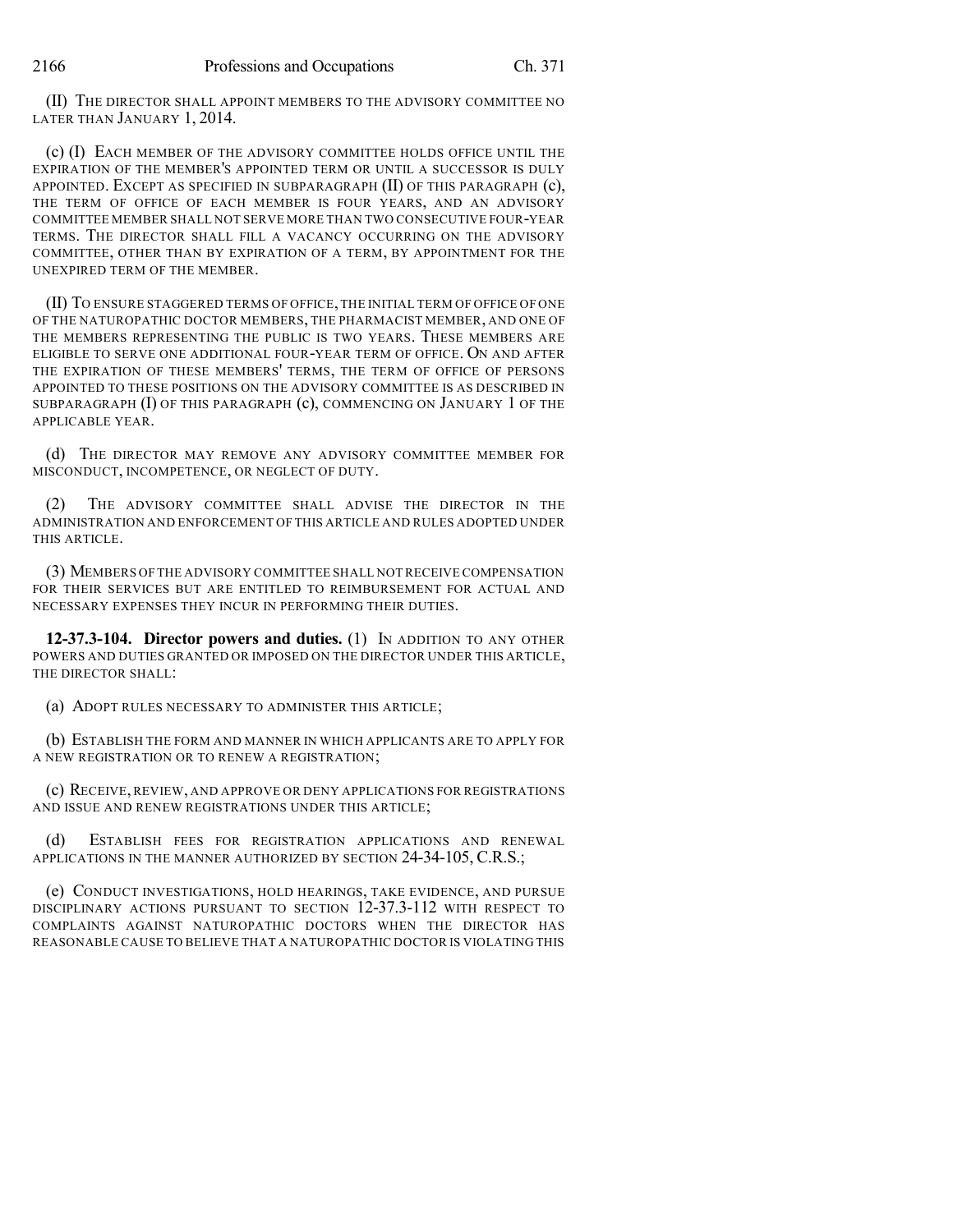(II) THE DIRECTOR SHALL APPOINT MEMBERS TO THE ADVISORY COMMITTEE NO LATER THAN JANUARY 1, 2014.

(c) (I) EACH MEMBER OF THE ADVISORY COMMITTEE HOLDS OFFICE UNTIL THE EXPIRATION OF THE MEMBER'S APPOINTED TERM OR UNTIL A SUCCESSOR IS DULY APPOINTED. EXCEPT AS SPECIFIED IN SUBPARAGRAPH (II) OF THIS PARAGRAPH (c), THE TERM OF OFFICE OF EACH MEMBER IS FOUR YEARS, AND AN ADVISORY COMMITTEE MEMBER SHALL NOT SERVE MORE THAN TWO CONSECUTIVE FOUR-YEAR TERMS. THE DIRECTOR SHALL FILL A VACANCY OCCURRING ON THE ADVISORY COMMITTEE, OTHER THAN BY EXPIRATION OF A TERM, BY APPOINTMENT FOR THE UNEXPIRED TERM OF THE MEMBER.

(II) TO ENSURE STAGGERED TERMS OF OFFICE, THE INITIAL TERM OF OFFICE OF ONE OF THE NATUROPATHIC DOCTOR MEMBERS, THE PHARMACIST MEMBER, AND ONE OF THE MEMBERS REPRESENTING THE PUBLIC IS TWO YEARS. THESE MEMBERS ARE ELIGIBLE TO SERVE ONE ADDITIONAL FOUR-YEAR TERM OF OFFICE. ON AND AFTER THE EXPIRATION OF THESE MEMBERS' TERMS, THE TERM OF OFFICE OF PERSONS APPOINTED TO THESE POSITIONS ON THE ADVISORY COMMITTEE IS AS DESCRIBED IN SUBPARAGRAPH (I) OF THIS PARAGRAPH (c), COMMENCING ON JANUARY 1 OF THE APPLICABLE YEAR.

(d) THE DIRECTOR MAY REMOVE ANY ADVISORY COMMITTEE MEMBER FOR MISCONDUCT, INCOMPETENCE, OR NEGLECT OF DUTY.

(2) THE ADVISORY COMMITTEE SHALL ADVISE THE DIRECTOR IN THE ADMINISTRATION AND ENFORCEMENT OF THIS ARTICLE AND RULES ADOPTED UNDER THIS ARTICLE.

(3) MEMBERS OF THE ADVISORY COMMITTEE SHALL NOT RECEIVE COMPENSATION FOR THEIR SERVICES BUT ARE ENTITLED TO REIMBURSEMENT FOR ACTUAL AND NECESSARY EXPENSES THEY INCUR IN PERFORMING THEIR DUTIES.

**12-37.3-104. Director powers and duties.** (1) IN ADDITION TO ANY OTHER POWERS AND DUTIES GRANTED OR IMPOSED ON THE DIRECTOR UNDER THIS ARTICLE, THE DIRECTOR SHALL:

(a) ADOPT RULES NECESSARY TO ADMINISTER THIS ARTICLE;

(b) ESTABLISH THE FORM AND MANNER IN WHICH APPLICANTS ARE TO APPLY FOR A NEW REGISTRATION OR TO RENEW A REGISTRATION;

(c) RECEIVE, REVIEW, AND APPROVE OR DENY APPLICATIONS FOR REGISTRATIONS AND ISSUE AND RENEW REGISTRATIONS UNDER THIS ARTICLE;

(d) ESTABLISH FEES FOR REGISTRATION APPLICATIONS AND RENEWAL APPLICATIONS IN THE MANNER AUTHORIZED BY SECTION 24-34-105, C.R.S.;

(e) CONDUCT INVESTIGATIONS, HOLD HEARINGS, TAKE EVIDENCE, AND PURSUE DISCIPLINARY ACTIONS PURSUANT TO SECTION 12-37.3-112 WITH RESPECT TO COMPLAINTS AGAINST NATUROPATHIC DOCTORS WHEN THE DIRECTOR HAS REASONABLE CAUSE TO BELIEVE THAT A NATUROPATHIC DOCTOR IS VIOLATING THIS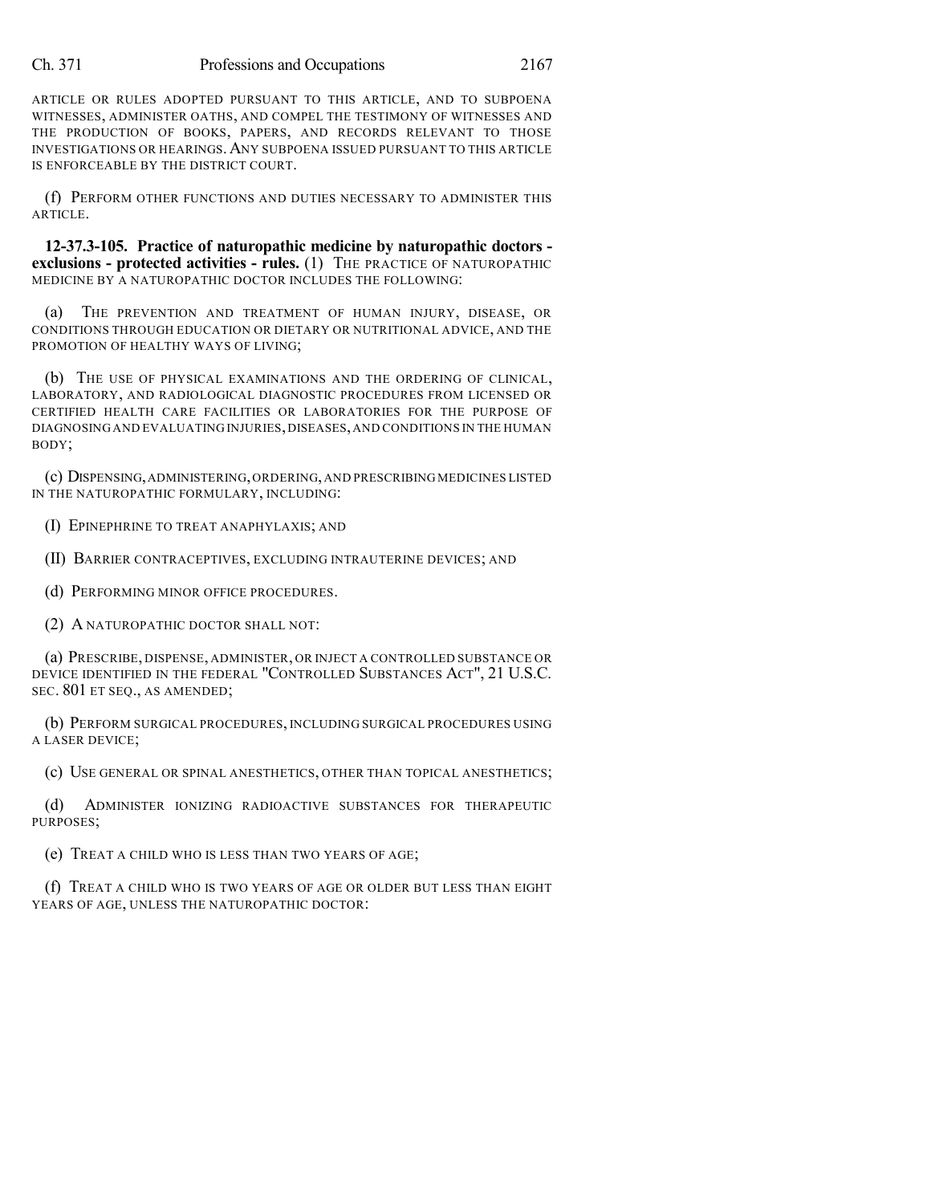ARTICLE OR RULES ADOPTED PURSUANT TO THIS ARTICLE, AND TO SUBPOENA WITNESSES, ADMINISTER OATHS, AND COMPEL THE TESTIMONY OF WITNESSES AND THE PRODUCTION OF BOOKS, PAPERS, AND RECORDS RELEVANT TO THOSE INVESTIGATIONS OR HEARINGS. ANY SUBPOENA ISSUED PURSUANT TO THIS ARTICLE IS ENFORCEABLE BY THE DISTRICT COURT.

(f) PERFORM OTHER FUNCTIONS AND DUTIES NECESSARY TO ADMINISTER THIS ARTICLE.

**12-37.3-105. Practice of naturopathic medicine by naturopathic doctors - exclusions - protected activities - rules.** (1) THE PRACTICE OF NATUROPATHIC MEDICINE BY A NATUROPATHIC DOCTOR INCLUDES THE FOLLOWING:

(a) THE PREVENTION AND TREATMENT OF HUMAN INJURY, DISEASE, OR CONDITIONS THROUGH EDUCATION OR DIETARY OR NUTRITIONAL ADVICE, AND THE PROMOTION OF HEALTHY WAYS OF LIVING;

(b) THE USE OF PHYSICAL EXAMINATIONS AND THE ORDERING OF CLINICAL, LABORATORY, AND RADIOLOGICAL DIAGNOSTIC PROCEDURES FROM LICENSED OR CERTIFIED HEALTH CARE FACILITIES OR LABORATORIES FOR THE PURPOSE OF DIAGNOSING AND EVALUATING INJURIES, DISEASES, AND CONDITIONS IN THE HUMAN BODY;

(c) DISPENSING, ADMINISTERING, ORDERING, AND PRESCRIBING MEDICINES LISTED IN THE NATUROPATHIC FORMULARY, INCLUDING:

(I) EPINEPHRINE TO TREAT ANAPHYLAXIS; AND

(II) BARRIER CONTRACEPTIVES, EXCLUDING INTRAUTERINE DEVICES; AND

(d) PERFORMING MINOR OFFICE PROCEDURES.

(2) A NATUROPATHIC DOCTOR SHALL NOT:

(a) PRESCRIBE, DISPENSE, ADMINISTER, OR INJECT A CONTROLLED SUBSTANCE OR DEVICE IDENTIFIED IN THE FEDERAL "CONTROLLED SUBSTANCES ACT", 21 U.S.C. SEC. 801 ET SEQ., AS AMENDED;

(b) PERFORM SURGICAL PROCEDURES, INCLUDING SURGICAL PROCEDURES USING A LASER DEVICE;

(c) USE GENERAL OR SPINAL ANESTHETICS, OTHER THAN TOPICAL ANESTHETICS;

(d) ADMINISTER IONIZING RADIOACTIVE SUBSTANCES FOR THERAPEUTIC PURPOSES;

(e) TREAT A CHILD WHO IS LESS THAN TWO YEARS OF AGE;

(f) TREAT A CHILD WHO IS TWO YEARS OF AGE OR OLDER BUT LESS THAN EIGHT YEARS OF AGE, UNLESS THE NATUROPATHIC DOCTOR: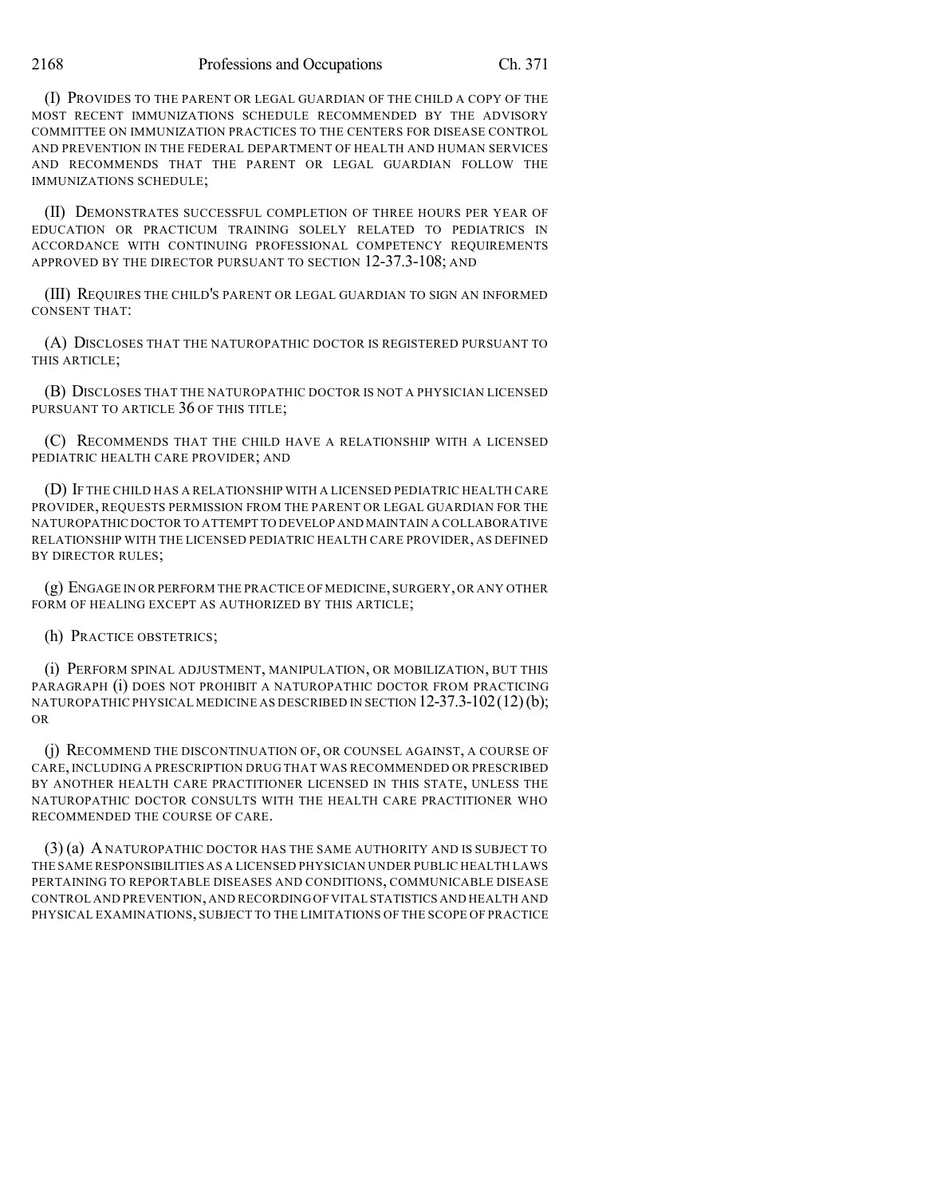(I) PROVIDES TO THE PARENT OR LEGAL GUARDIAN OF THE CHILD A COPY OF THE MOST RECENT IMMUNIZATIONS SCHEDULE RECOMMENDED BY THE ADVISORY COMMITTEE ON IMMUNIZATION PRACTICES TO THE CENTERS FOR DISEASE CONTROL AND PREVENTION IN THE FEDERAL DEPARTMENT OF HEALTH AND HUMAN SERVICES AND RECOMMENDS THAT THE PARENT OR LEGAL GUARDIAN FOLLOW THE IMMUNIZATIONS SCHEDULE;

(II) DEMONSTRATES SUCCESSFUL COMPLETION OF THREE HOURS PER YEAR OF EDUCATION OR PRACTICUM TRAINING SOLELY RELATED TO PEDIATRICS IN ACCORDANCE WITH CONTINUING PROFESSIONAL COMPETENCY REQUIREMENTS APPROVED BY THE DIRECTOR PURSUANT TO SECTION 12-37.3-108; AND

(III) REQUIRES THE CHILD'S PARENT OR LEGAL GUARDIAN TO SIGN AN INFORMED CONSENT THAT:

(A) DISCLOSES THAT THE NATUROPATHIC DOCTOR IS REGISTERED PURSUANT TO THIS ARTICLE;

(B) DISCLOSES THAT THE NATUROPATHIC DOCTOR IS NOT A PHYSICIAN LICENSED PURSUANT TO ARTICLE 36 OF THIS TITLE;

(C) RECOMMENDS THAT THE CHILD HAVE A RELATIONSHIP WITH A LICENSED PEDIATRIC HEALTH CARE PROVIDER; AND

(D) IF THE CHILD HAS A RELATIONSHIP WITH A LICENSED PEDIATRIC HEALTH CARE PROVIDER, REQUESTS PERMISSION FROM THE PARENT OR LEGAL GUARDIAN FOR THE NATUROPATHIC DOCTOR TO ATTEMPT TO DEVELOP AND MAINTAIN A COLLABORATIVE RELATIONSHIP WITH THE LICENSED PEDIATRIC HEALTH CARE PROVIDER, AS DEFINED BY DIRECTOR RULES;

(g) ENGAGE IN OR PERFORM THE PRACTICE OF MEDICINE, SURGERY, OR ANY OTHER FORM OF HEALING EXCEPT AS AUTHORIZED BY THIS ARTICLE;

(h) PRACTICE OBSTETRICS;

(i) PERFORM SPINAL ADJUSTMENT, MANIPULATION, OR MOBILIZATION, BUT THIS PARAGRAPH (i) DOES NOT PROHIBIT A NATUROPATHIC DOCTOR FROM PRACTICING NATUROPATHIC PHYSICAL MEDICINE AS DESCRIBED IN SECTION 12-37.3-102 (12) (b); OR

(j) RECOMMEND THE DISCONTINUATION OF, OR COUNSEL AGAINST, A COURSE OF CARE, INCLUDING A PRESCRIPTION DRUG THAT WAS RECOMMENDED OR PRESCRIBED BY ANOTHER HEALTH CARE PRACTITIONER LICENSED IN THIS STATE, UNLESS THE NATUROPATHIC DOCTOR CONSULTS WITH THE HEALTH CARE PRACTITIONER WHO RECOMMENDED THE COURSE OF CARE.

(3) (a) A NATUROPATHIC DOCTOR HAS THE SAME AUTHORITY AND IS SUBJECT TO THE SAME RESPONSIBILITIES AS A LICENSED PHYSICIAN UNDER PUBLIC HEALTH LAWS PERTAINING TO REPORTABLE DISEASES AND CONDITIONS, COMMUNICABLE DISEASE CONTROL AND PREVENTION, AND RECORDING OF VITAL STATISTICS AND HEALTH AND PHYSICAL EXAMINATIONS, SUBJECT TO THE LIMITATIONS OF THE SCOPE OF PRACTICE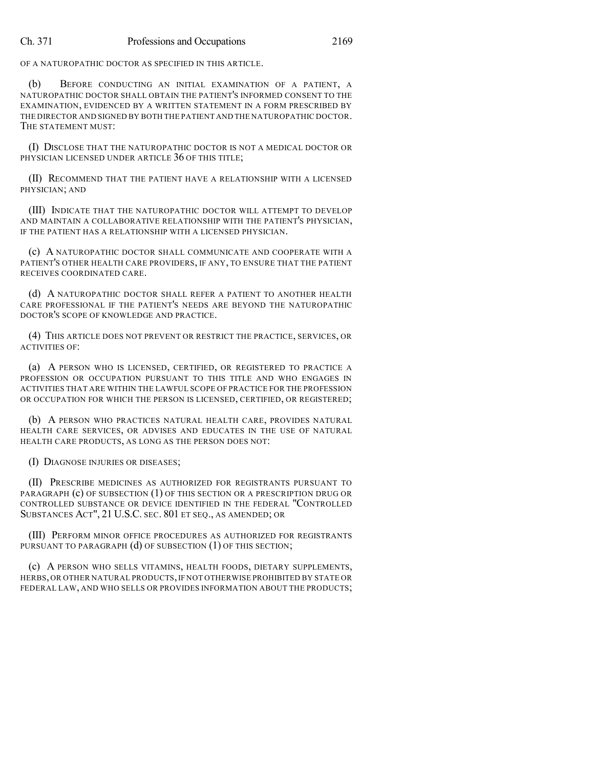OF A NATUROPATHIC DOCTOR AS SPECIFIED IN THIS ARTICLE.

(b) BEFORE CONDUCTING AN INITIAL EXAMINATION OF A PATIENT, A NATUROPATHIC DOCTOR SHALL OBTAIN THE PATIENT'S INFORMED CONSENT TO THE EXAMINATION, EVIDENCED BY A WRITTEN STATEMENT IN A FORM PRESCRIBED BY THE DIRECTOR AND SIGNED BY BOTH THE PATIENT AND THE NATUROPATHIC DOCTOR. THE STATEMENT MUST:

(I) DISCLOSE THAT THE NATUROPATHIC DOCTOR IS NOT A MEDICAL DOCTOR OR PHYSICIAN LICENSED UNDER ARTICLE 36 OF THIS TITLE;

(II) RECOMMEND THAT THE PATIENT HAVE A RELATIONSHIP WITH A LICENSED PHYSICIAN; AND

(III) INDICATE THAT THE NATUROPATHIC DOCTOR WILL ATTEMPT TO DEVELOP AND MAINTAIN A COLLABORATIVE RELATIONSHIP WITH THE PATIENT'S PHYSICIAN, IF THE PATIENT HAS A RELATIONSHIP WITH A LICENSED PHYSICIAN.

(c) A NATUROPATHIC DOCTOR SHALL COMMUNICATE AND COOPERATE WITH A PATIENT'S OTHER HEALTH CARE PROVIDERS, IF ANY, TO ENSURE THAT THE PATIENT RECEIVES COORDINATED CARE.

(d) A NATUROPATHIC DOCTOR SHALL REFER A PATIENT TO ANOTHER HEALTH CARE PROFESSIONAL IF THE PATIENT'S NEEDS ARE BEYOND THE NATUROPATHIC DOCTOR'S SCOPE OF KNOWLEDGE AND PRACTICE.

(4) THIS ARTICLE DOES NOT PREVENT OR RESTRICT THE PRACTICE, SERVICES, OR ACTIVITIES OF:

(a) A PERSON WHO IS LICENSED, CERTIFIED, OR REGISTERED TO PRACTICE A PROFESSION OR OCCUPATION PURSUANT TO THIS TITLE AND WHO ENGAGES IN ACTIVITIES THAT ARE WITHIN THE LAWFUL SCOPE OF PRACTICE FOR THE PROFESSION OR OCCUPATION FOR WHICH THE PERSON IS LICENSED, CERTIFIED, OR REGISTERED;

(b) A PERSON WHO PRACTICES NATURAL HEALTH CARE, PROVIDES NATURAL HEALTH CARE SERVICES, OR ADVISES AND EDUCATES IN THE USE OF NATURAL HEALTH CARE PRODUCTS, AS LONG AS THE PERSON DOES NOT:

(I) DIAGNOSE INJURIES OR DISEASES;

(II) PRESCRIBE MEDICINES AS AUTHORIZED FOR REGISTRANTS PURSUANT TO PARAGRAPH (c) OF SUBSECTION (1) OF THIS SECTION OR A PRESCRIPTION DRUG OR CONTROLLED SUBSTANCE OR DEVICE IDENTIFIED IN THE FEDERAL "CONTROLLED SUBSTANCES ACT", 21 U.S.C. SEC. 801 ET SEQ., AS AMENDED; OR

(III) PERFORM MINOR OFFICE PROCEDURES AS AUTHORIZED FOR REGISTRANTS PURSUANT TO PARAGRAPH (d) OF SUBSECTION (1) OF THIS SECTION;

(c) A PERSON WHO SELLS VITAMINS, HEALTH FOODS, DIETARY SUPPLEMENTS, HERBS, OR OTHER NATURAL PRODUCTS, IF NOT OTHERWISE PROHIBITED BY STATE OR FEDERAL LAW, AND WHO SELLS OR PROVIDES INFORMATION ABOUT THE PRODUCTS;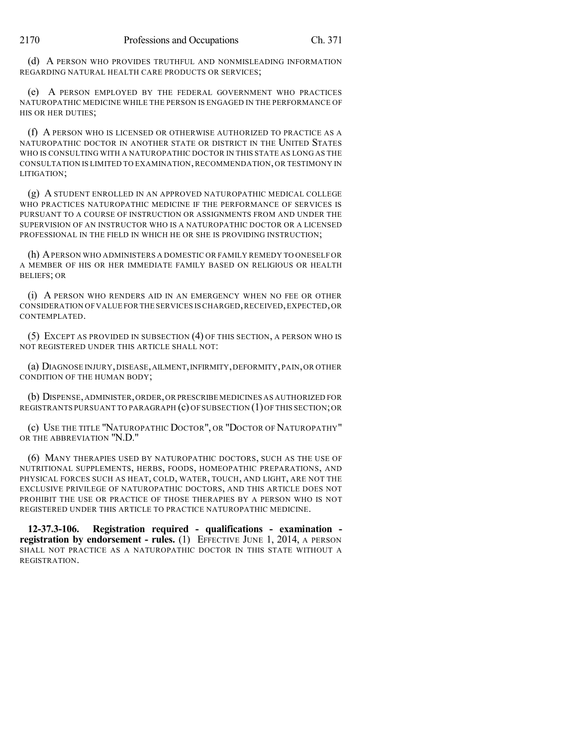(d) A PERSON WHO PROVIDES TRUTHFUL AND NONMISLEADING INFORMATION REGARDING NATURAL HEALTH CARE PRODUCTS OR SERVICES;

(e) A PERSON EMPLOYED BY THE FEDERAL GOVERNMENT WHO PRACTICES NATUROPATHIC MEDICINE WHILE THE PERSON IS ENGAGED IN THE PERFORMANCE OF HIS OR HER DUTIES;

(f) A PERSON WHO IS LICENSED OR OTHERWISE AUTHORIZED TO PRACTICE AS A NATUROPATHIC DOCTOR IN ANOTHER STATE OR DISTRICT IN THE UNITED STATES WHO IS CONSULTING WITH A NATUROPATHIC DOCTOR IN THIS STATE AS LONG AS THE CONSULTATION IS LIMITED TO EXAMINATION, RECOMMENDATION, OR TESTIMONY IN LITIGATION;

(g) A STUDENT ENROLLED IN AN APPROVED NATUROPATHIC MEDICAL COLLEGE WHO PRACTICES NATUROPATHIC MEDICINE IF THE PERFORMANCE OF SERVICES IS PURSUANT TO A COURSE OF INSTRUCTION OR ASSIGNMENTS FROM AND UNDER THE SUPERVISION OF AN INSTRUCTOR WHO IS A NATUROPATHIC DOCTOR OR A LICENSED PROFESSIONAL IN THE FIELD IN WHICH HE OR SHE IS PROVIDING INSTRUCTION;

(h) A PERSON WHO ADMINISTERS A DOMESTIC OR FAMILY REMEDY TO ONESELF OR A MEMBER OF HIS OR HER IMMEDIATE FAMILY BASED ON RELIGIOUS OR HEALTH BELIEFS; OR

(i) A PERSON WHO RENDERS AID IN AN EMERGENCY WHEN NO FEE OR OTHER CONSIDERATION OF VALUE FOR THE SERVICES IS CHARGED, RECEIVED, EXPECTED, OR CONTEMPLATED.

(5) EXCEPT AS PROVIDED IN SUBSECTION (4) OF THIS SECTION, A PERSON WHO IS NOT REGISTERED UNDER THIS ARTICLE SHALL NOT:

(a) DIAGNOSE INJURY, DISEASE, AILMENT, INFIRMITY, DEFORMITY, PAIN, OR OTHER CONDITION OF THE HUMAN BODY;

(b) DISPENSE, ADMINISTER, ORDER, OR PRESCRIBE MEDICINES AS AUTHORIZED FOR REGISTRANTS PURSUANT TO PARAGRAPH (c) OF SUBSECTION (1) OF THIS SECTION; OR

(c) USE THE TITLE "NATUROPATHIC DOCTOR", OR "DOCTOR OF NATUROPATHY" OR THE ABBREVIATION "N.D."

(6) MANY THERAPIES USED BY NATUROPATHIC DOCTORS, SUCH AS THE USE OF NUTRITIONAL SUPPLEMENTS, HERBS, FOODS, HOMEOPATHIC PREPARATIONS, AND PHYSICAL FORCES SUCH AS HEAT, COLD, WATER, TOUCH, AND LIGHT, ARE NOT THE EXCLUSIVE PRIVILEGE OF NATUROPATHIC DOCTORS, AND THIS ARTICLE DOES NOT PROHIBIT THE USE OR PRACTICE OF THOSE THERAPIES BY A PERSON WHO IS NOT REGISTERED UNDER THIS ARTICLE TO PRACTICE NATUROPATHIC MEDICINE.

**12-37.3-106. Registration required - qualifications - examination - registration by endorsement - rules.** (1) EFFECTIVE JUNE 1, 2014, A PERSON SHALL NOT PRACTICE AS A NATUROPATHIC DOCTOR IN THIS STATE WITHOUT A REGISTRATION.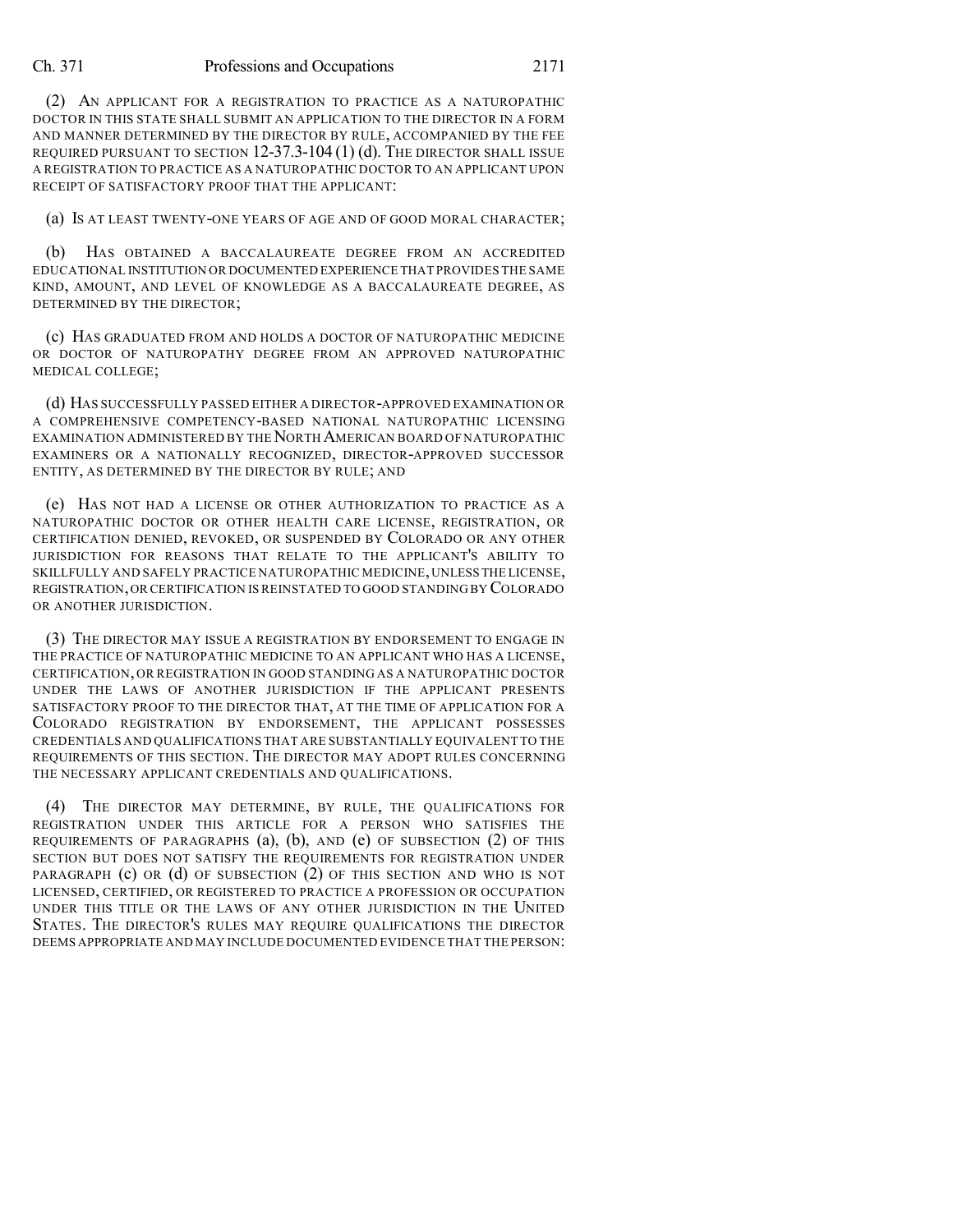(2) AN APPLICANT FOR A REGISTRATION TO PRACTICE AS A NATUROPATHIC DOCTOR IN THIS STATE SHALL SUBMIT AN APPLICATION TO THE DIRECTOR IN A FORM AND MANNER DETERMINED BY THE DIRECTOR BY RULE, ACCOMPANIED BY THE FEE REQUIRED PURSUANT TO SECTION 12-37.3-104 (1) (d). THE DIRECTOR SHALL ISSUE A REGISTRATION TO PRACTICE AS A NATUROPATHIC DOCTOR TO AN APPLICANT UPON RECEIPT OF SATISFACTORY PROOF THAT THE APPLICANT:

(a) IS AT LEAST TWENTY-ONE YEARS OF AGE AND OF GOOD MORAL CHARACTER;

(b) HAS OBTAINED A BACCALAUREATE DEGREE FROM AN ACCREDITED EDUCATIONAL INSTITUTION OR DOCUMENTED EXPERIENCE THAT PROVIDES THE SAME KIND, AMOUNT, AND LEVEL OF KNOWLEDGE AS A BACCALAUREATE DEGREE, AS DETERMINED BY THE DIRECTOR;

(c) HAS GRADUATED FROM AND HOLDS A DOCTOR OF NATUROPATHIC MEDICINE OR DOCTOR OF NATUROPATHY DEGREE FROM AN APPROVED NATUROPATHIC MEDICAL COLLEGE;

(d) HAS SUCCESSFULLY PASSED EITHER A DIRECTOR-APPROVED EXAMINATION OR A COMPREHENSIVE COMPETENCY-BASED NATIONAL NATUROPATHIC LICENSING EXAMINATION ADMINISTERED BY THE NORTH AMERICAN BOARD OF NATUROPATHIC EXAMINERS OR A NATIONALLY RECOGNIZED, DIRECTOR-APPROVED SUCCESSOR ENTITY, AS DETERMINED BY THE DIRECTOR BY RULE; AND

(e) HAS NOT HAD A LICENSE OR OTHER AUTHORIZATION TO PRACTICE AS A NATUROPATHIC DOCTOR OR OTHER HEALTH CARE LICENSE, REGISTRATION, OR CERTIFICATION DENIED, REVOKED, OR SUSPENDED BY COLORADO OR ANY OTHER JURISDICTION FOR REASONS THAT RELATE TO THE APPLICANT'S ABILITY TO SKILLFULLY AND SAFELY PRACTICE NATUROPATHIC MEDICINE, UNLESS THE LICENSE, REGISTRATION, OR CERTIFICATION IS REINSTATED TO GOOD STANDING BY COLORADO OR ANOTHER JURISDICTION.

(3) THE DIRECTOR MAY ISSUE A REGISTRATION BY ENDORSEMENT TO ENGAGE IN THE PRACTICE OF NATUROPATHIC MEDICINE TO AN APPLICANT WHO HAS A LICENSE, CERTIFICATION, OR REGISTRATION IN GOOD STANDING AS A NATUROPATHIC DOCTOR UNDER THE LAWS OF ANOTHER JURISDICTION IF THE APPLICANT PRESENTS SATISFACTORY PROOF TO THE DIRECTOR THAT, AT THE TIME OF APPLICATION FOR A COLORADO REGISTRATION BY ENDORSEMENT, THE APPLICANT POSSESSES CREDENTIALS AND QUALIFICATIONS THAT ARE SUBSTANTIALLY EQUIVALENT TO THE REQUIREMENTS OF THIS SECTION. THE DIRECTOR MAY ADOPT RULES CONCERNING THE NECESSARY APPLICANT CREDENTIALS AND QUALIFICATIONS.

(4) THE DIRECTOR MAY DETERMINE, BY RULE, THE QUALIFICATIONS FOR REGISTRATION UNDER THIS ARTICLE FOR A PERSON WHO SATISFIES THE REQUIREMENTS OF PARAGRAPHS (a), (b), AND (e) OF SUBSECTION (2) OF THIS SECTION BUT DOES NOT SATISFY THE REQUIREMENTS FOR REGISTRATION UNDER PARAGRAPH (c) OR (d) OF SUBSECTION (2) OF THIS SECTION AND WHO IS NOT LICENSED, CERTIFIED, OR REGISTERED TO PRACTICE A PROFESSION OR OCCUPATION UNDER THIS TITLE OR THE LAWS OF ANY OTHER JURISDICTION IN THE UNITED STATES. THE DIRECTOR'S RULES MAY REQUIRE QUALIFICATIONS THE DIRECTOR DEEMS APPROPRIATE AND MAY INCLUDE DOCUMENTED EVIDENCE THAT THE PERSON: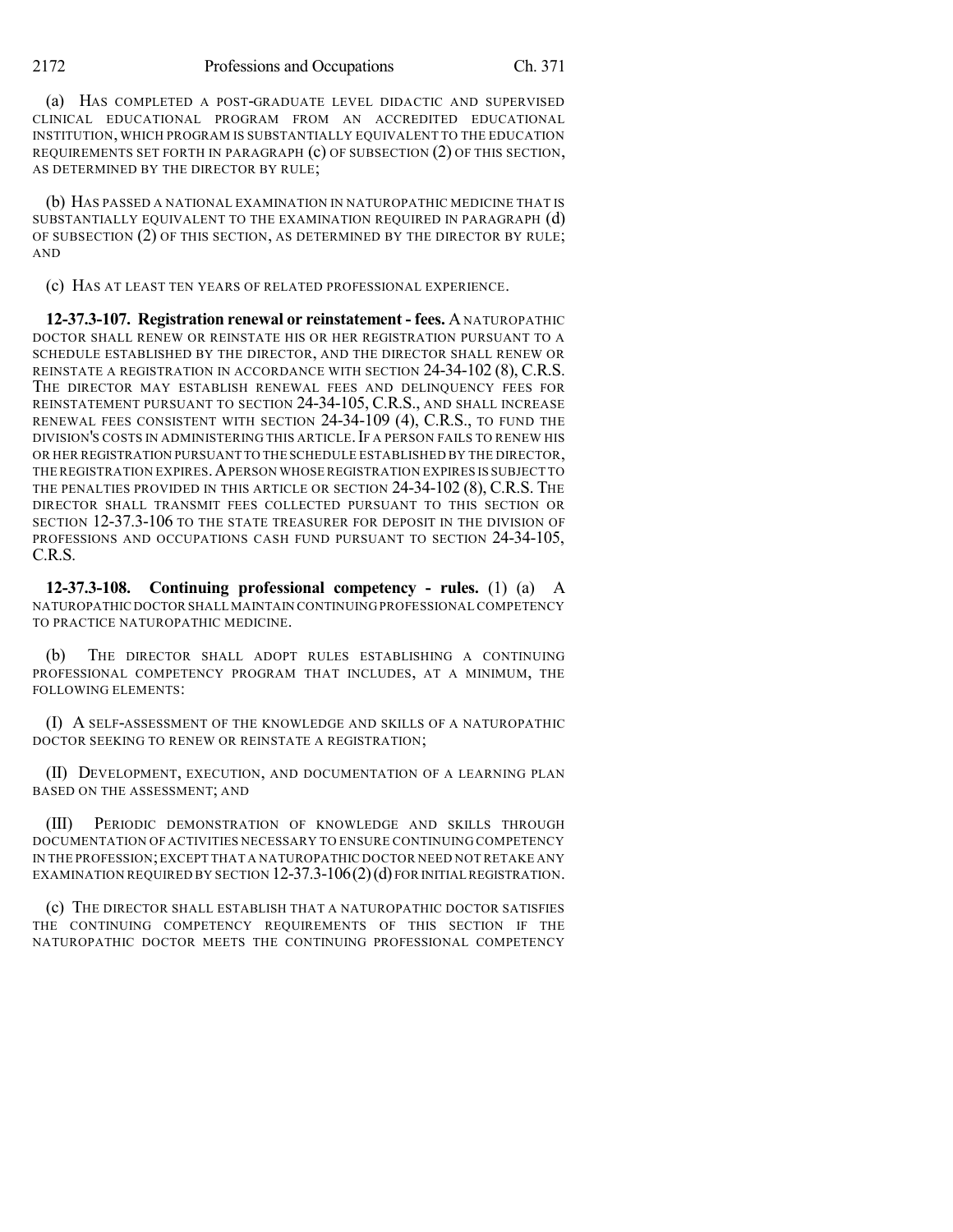(a) HAS COMPLETED A POST-GRADUATE LEVEL DIDACTIC AND SUPERVISED CLINICAL EDUCATIONAL PROGRAM FROM AN ACCREDITED EDUCATIONAL INSTITUTION, WHICH PROGRAM IS SUBSTANTIALLY EQUIVALENT TO THE EDUCATION REQUIREMENTS SET FORTH IN PARAGRAPH (c) OF SUBSECTION (2) OF THIS SECTION, AS DETERMINED BY THE DIRECTOR BY RULE;

(b) HAS PASSED A NATIONAL EXAMINATION IN NATUROPATHIC MEDICINE THAT IS SUBSTANTIALLY EQUIVALENT TO THE EXAMINATION REQUIRED IN PARAGRAPH (d) OF SUBSECTION (2) OF THIS SECTION, AS DETERMINED BY THE DIRECTOR BY RULE; AND

(c) HAS AT LEAST TEN YEARS OF RELATED PROFESSIONAL EXPERIENCE.

**12-37.3-107. Registration renewal or reinstatement - fees.** A NATUROPATHIC DOCTOR SHALL RENEW OR REINSTATE HIS OR HER REGISTRATION PURSUANT TO A SCHEDULE ESTABLISHED BY THE DIRECTOR, AND THE DIRECTOR SHALL RENEW OR REINSTATE A REGISTRATION IN ACCORDANCE WITH SECTION 24-34-102 (8), C.R.S. THE DIRECTOR MAY ESTABLISH RENEWAL FEES AND DELINQUENCY FEES FOR REINSTATEMENT PURSUANT TO SECTION 24-34-105, C.R.S., AND SHALL INCREASE RENEWAL FEES CONSISTENT WITH SECTION 24-34-109 (4), C.R.S., TO FUND THE DIVISION'S COSTS IN ADMINISTERING THIS ARTICLE. IF A PERSON FAILS TO RENEW HIS OR HER REGISTRATION PURSUANT TO THE SCHEDULE ESTABLISHED BY THE DIRECTOR, THE REGISTRATION EXPIRES. A PERSON WHOSE REGISTRATION EXPIRES IS SUBJECT TO THE PENALTIES PROVIDED IN THIS ARTICLE OR SECTION 24-34-102 (8), C.R.S. THE DIRECTOR SHALL TRANSMIT FEES COLLECTED PURSUANT TO THIS SECTION OR SECTION 12-37.3-106 TO THE STATE TREASURER FOR DEPOSIT IN THE DIVISION OF PROFESSIONS AND OCCUPATIONS CASH FUND PURSUANT TO SECTION 24-34-105, C.R.S.

**12-37.3-108. Continuing professional competency - rules.** (1) (a) A NATUROPATHIC DOCTOR SHALL MAINTAIN CONTINUING PROFESSIONAL COMPETENCY TO PRACTICE NATUROPATHIC MEDICINE.

(b) THE DIRECTOR SHALL ADOPT RULES ESTABLISHING A CONTINUING PROFESSIONAL COMPETENCY PROGRAM THAT INCLUDES, AT A MINIMUM, THE FOLLOWING ELEMENTS:

(I) A SELF-ASSESSMENT OF THE KNOWLEDGE AND SKILLS OF A NATUROPATHIC DOCTOR SEEKING TO RENEW OR REINSTATE A REGISTRATION;

(II) DEVELOPMENT, EXECUTION, AND DOCUMENTATION OF A LEARNING PLAN BASED ON THE ASSESSMENT; AND

(III) PERIODIC DEMONSTRATION OF KNOWLEDGE AND SKILLS THROUGH DOCUMENTATION OF ACTIVITIES NECESSARY TO ENSURE CONTINUING COMPETENCY IN THE PROFESSION; EXCEPT THAT A NATUROPATHIC DOCTOR NEED NOT RETAKE ANY EXAMINATION REQUIRED BY SECTION 12-37.3-106 (2) (d) FOR INITIAL REGISTRATION.

(c) THE DIRECTOR SHALL ESTABLISH THAT A NATUROPATHIC DOCTOR SATISFIES THE CONTINUING COMPETENCY REQUIREMENTS OF THIS SECTION IF THE NATUROPATHIC DOCTOR MEETS THE CONTINUING PROFESSIONAL COMPETENCY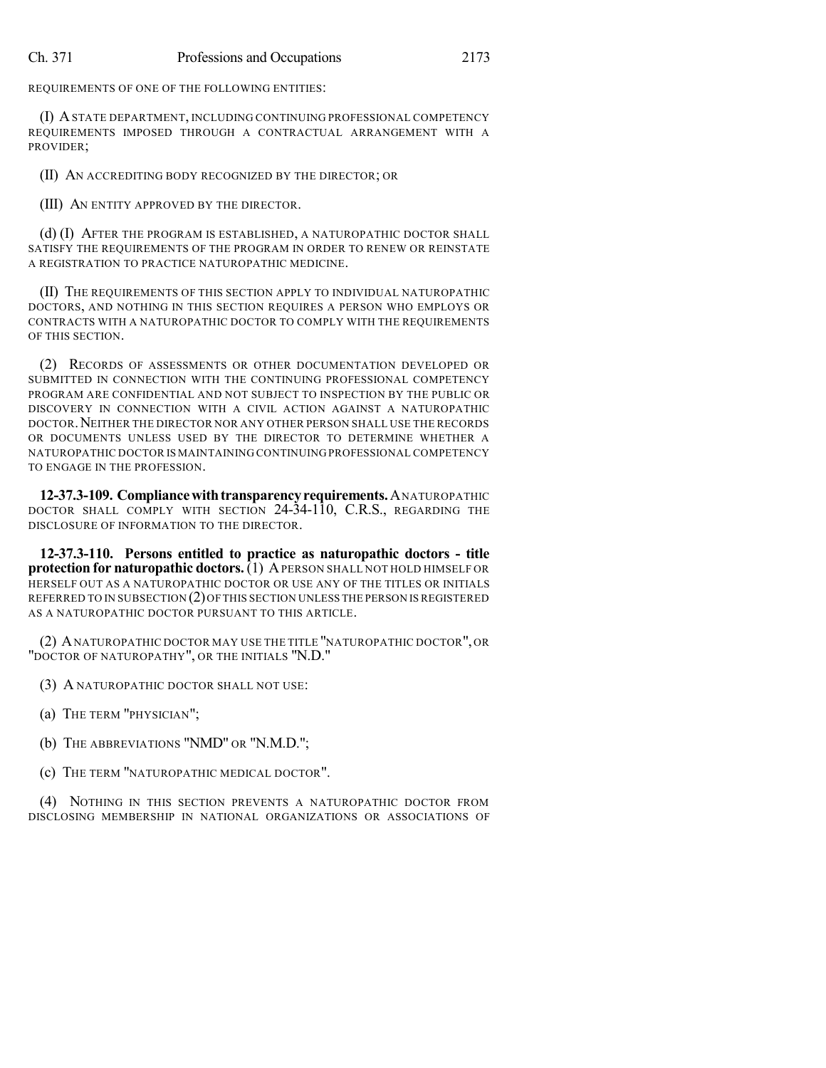REQUIREMENTS OF ONE OF THE FOLLOWING ENTITIES:

(I) A STATE DEPARTMENT, INCLUDING CONTINUING PROFESSIONAL COMPETENCY REQUIREMENTS IMPOSED THROUGH A CONTRACTUAL ARRANGEMENT WITH A PROVIDER;

(II) AN ACCREDITING BODY RECOGNIZED BY THE DIRECTOR; OR

(III) AN ENTITY APPROVED BY THE DIRECTOR.

(d) (I) AFTER THE PROGRAM IS ESTABLISHED, A NATUROPATHIC DOCTOR SHALL SATISFY THE REQUIREMENTS OF THE PROGRAM IN ORDER TO RENEW OR REINSTATE A REGISTRATION TO PRACTICE NATUROPATHIC MEDICINE.

(II) THE REQUIREMENTS OF THIS SECTION APPLY TO INDIVIDUAL NATUROPATHIC DOCTORS, AND NOTHING IN THIS SECTION REQUIRES A PERSON WHO EMPLOYS OR CONTRACTS WITH A NATUROPATHIC DOCTOR TO COMPLY WITH THE REQUIREMENTS OF THIS SECTION.

(2) RECORDS OF ASSESSMENTS OR OTHER DOCUMENTATION DEVELOPED OR SUBMITTED IN CONNECTION WITH THE CONTINUING PROFESSIONAL COMPETENCY PROGRAM ARE CONFIDENTIAL AND NOT SUBJECT TO INSPECTION BY THE PUBLIC OR DISCOVERY IN CONNECTION WITH A CIVIL ACTION AGAINST A NATUROPATHIC DOCTOR. NEITHER THE DIRECTOR NOR ANY OTHER PERSON SHALL USE THE RECORDS OR DOCUMENTS UNLESS USED BY THE DIRECTOR TO DETERMINE WHETHER A NATUROPATHIC DOCTOR IS MAINTAINING CONTINUING PROFESSIONAL COMPETENCY TO ENGAGE IN THE PROFESSION.

**12-37.3-109. Compliance with transparency requirements.** A NATUROPATHIC DOCTOR SHALL COMPLY WITH SECTION 24-34-110, C.R.S., REGARDING THE DISCLOSURE OF INFORMATION TO THE DIRECTOR.

**12-37.3-110. Persons entitled to practice as naturopathic doctors - title protection for naturopathic doctors.** (1) A PERSON SHALL NOT HOLD HIMSELF OR HERSELF OUT AS A NATUROPATHIC DOCTOR OR USE ANY OF THE TITLES OR INITIALS REFERRED TO IN SUBSECTION (2) OF THIS SECTION UNLESS THE PERSON IS REGISTERED AS A NATUROPATHIC DOCTOR PURSUANT TO THIS ARTICLE.

(2) A NATUROPATHIC DOCTOR MAY USE THE TITLE "NATUROPATHIC DOCTOR", OR "DOCTOR OF NATUROPATHY", OR THE INITIALS "N.D."

(3) A NATUROPATHIC DOCTOR SHALL NOT USE:

(a) THE TERM "PHYSICIAN";

(b) THE ABBREVIATIONS "NMD" OR "N.M.D.";

(c) THE TERM "NATUROPATHIC MEDICAL DOCTOR".

(4) NOTHING IN THIS SECTION PREVENTS A NATUROPATHIC DOCTOR FROM DISCLOSING MEMBERSHIP IN NATIONAL ORGANIZATIONS OR ASSOCIATIONS OF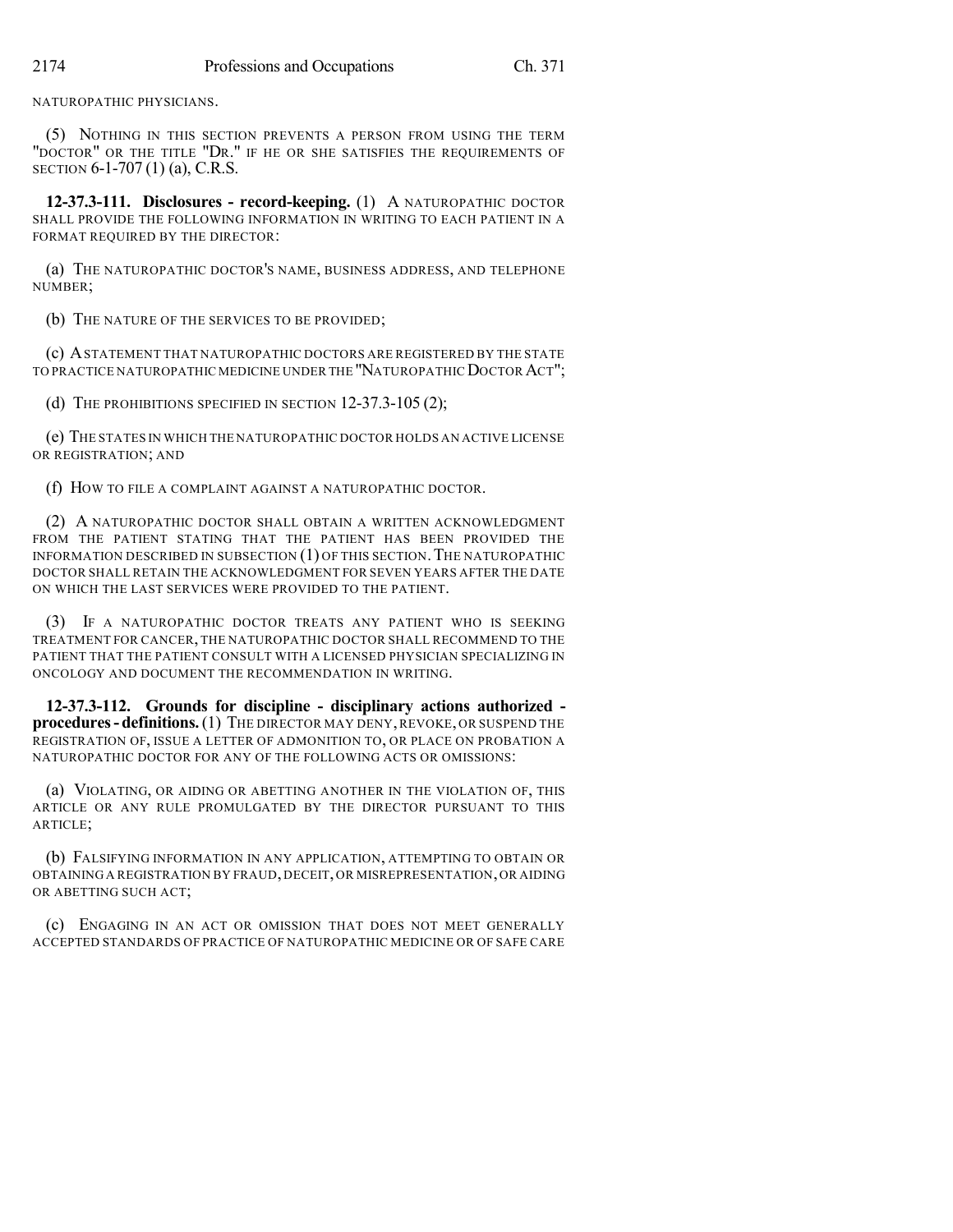NATUROPATHIC PHYSICIANS.

(5) NOTHING IN THIS SECTION PREVENTS A PERSON FROM USING THE TERM "DOCTOR" OR THE TITLE "DR." IF HE OR SHE SATISFIES THE REQUIREMENTS OF SECTION 6-1-707 (1) (a), C.R.S.

**12-37.3-111. Disclosures - record-keeping.** (1) A NATUROPATHIC DOCTOR SHALL PROVIDE THE FOLLOWING INFORMATION IN WRITING TO EACH PATIENT IN A FORMAT REQUIRED BY THE DIRECTOR:

(a) THE NATUROPATHIC DOCTOR'S NAME, BUSINESS ADDRESS, AND TELEPHONE NUMBER;

(b) THE NATURE OF THE SERVICES TO BE PROVIDED;

(c) A STATEMENT THAT NATUROPATHIC DOCTORS ARE REGISTERED BY THE STATE TO PRACTICE NATUROPATHIC MEDICINE UNDER THE "NATUROPATHIC DOCTOR ACT";

(d) THE PROHIBITIONS SPECIFIED IN SECTION 12-37.3-105 (2);

(e) THE STATES IN WHICH THE NATUROPATHIC DOCTOR HOLDS AN ACTIVE LICENSE OR REGISTRATION; AND

(f) HOW TO FILE A COMPLAINT AGAINST A NATUROPATHIC DOCTOR.

(2) A NATUROPATHIC DOCTOR SHALL OBTAIN A WRITTEN ACKNOWLEDGMENT FROM THE PATIENT STATING THAT THE PATIENT HAS BEEN PROVIDED THE INFORMATION DESCRIBED IN SUBSECTION (1) OF THIS SECTION. THE NATUROPATHIC DOCTOR SHALL RETAIN THE ACKNOWLEDGMENT FOR SEVEN YEARS AFTER THE DATE ON WHICH THE LAST SERVICES WERE PROVIDED TO THE PATIENT.

(3) IF A NATUROPATHIC DOCTOR TREATS ANY PATIENT WHO IS SEEKING TREATMENT FOR CANCER, THE NATUROPATHIC DOCTOR SHALL RECOMMEND TO THE PATIENT THAT THE PATIENT CONSULT WITH A LICENSED PHYSICIAN SPECIALIZING IN ONCOLOGY AND DOCUMENT THE RECOMMENDATION IN WRITING.

**12-37.3-112. Grounds for discipline - disciplinary actions authorized - procedures - definitions.** (1) THE DIRECTOR MAY DENY, REVOKE, OR SUSPEND THE REGISTRATION OF, ISSUE A LETTER OF ADMONITION TO, OR PLACE ON PROBATION A NATUROPATHIC DOCTOR FOR ANY OF THE FOLLOWING ACTS OR OMISSIONS:

(a) VIOLATING, OR AIDING OR ABETTING ANOTHER IN THE VIOLATION OF, THIS ARTICLE OR ANY RULE PROMULGATED BY THE DIRECTOR PURSUANT TO THIS ARTICLE;

(b) FALSIFYING INFORMATION IN ANY APPLICATION, ATTEMPTING TO OBTAIN OR OBTAINING A REGISTRATION BY FRAUD, DECEIT, OR MISREPRESENTATION, OR AIDING OR ABETTING SUCH ACT;

(c) ENGAGING IN AN ACT OR OMISSION THAT DOES NOT MEET GENERALLY ACCEPTED STANDARDS OF PRACTICE OF NATUROPATHIC MEDICINE OR OF SAFE CARE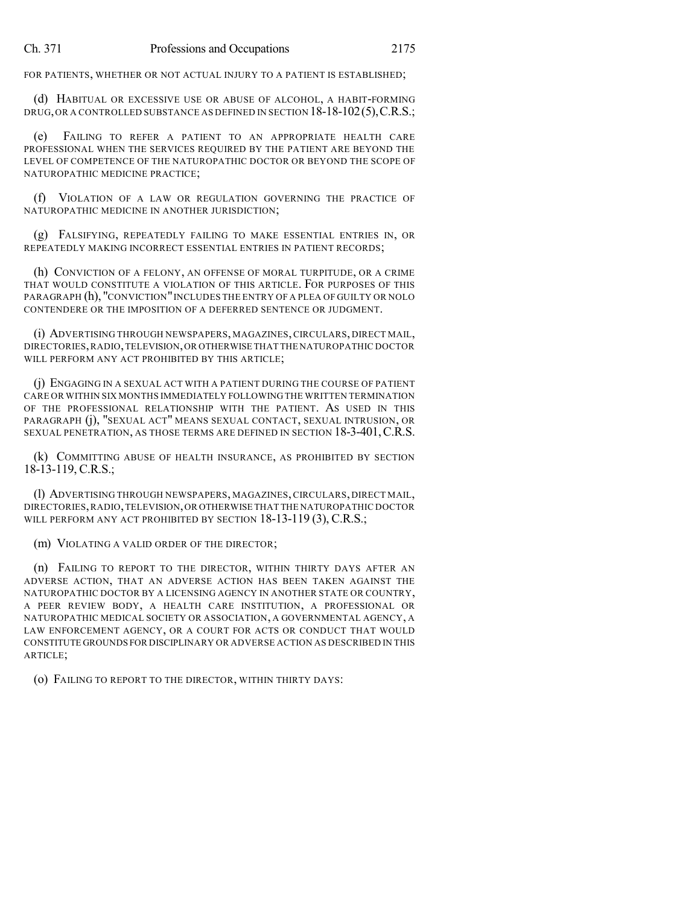FOR PATIENTS, WHETHER OR NOT ACTUAL INJURY TO A PATIENT IS ESTABLISHED;

(d) HABITUAL OR EXCESSIVE USE OR ABUSE OF ALCOHOL, A HABIT-FORMING DRUG, OR A CONTROLLED SUBSTANCE AS DEFINED IN SECTION 18-18-102 (5), C.R.S.;

(e) FAILING TO REFER A PATIENT TO AN APPROPRIATE HEALTH CARE PROFESSIONAL WHEN THE SERVICES REQUIRED BY THE PATIENT ARE BEYOND THE LEVEL OF COMPETENCE OF THE NATUROPATHIC DOCTOR OR BEYOND THE SCOPE OF NATUROPATHIC MEDICINE PRACTICE;

(f) VIOLATION OF A LAW OR REGULATION GOVERNING THE PRACTICE OF NATUROPATHIC MEDICINE IN ANOTHER JURISDICTION;

(g) FALSIFYING, REPEATEDLY FAILING TO MAKE ESSENTIAL ENTRIES IN, OR REPEATEDLY MAKING INCORRECT ESSENTIAL ENTRIES IN PATIENT RECORDS;

(h) CONVICTION OF A FELONY, AN OFFENSE OF MORAL TURPITUDE, OR A CRIME THAT WOULD CONSTITUTE A VIOLATION OF THIS ARTICLE. FOR PURPOSES OF THIS PARAGRAPH (h), "CONVICTION" INCLUDES THE ENTRY OF A PLEA OF GUILTY OR NOLO CONTENDERE OR THE IMPOSITION OF A DEFERRED SENTENCE OR JUDGMENT.

(i) ADVERTISING THROUGH NEWSPAPERS, MAGAZINES, CIRCULARS, DIRECT MAIL, DIRECTORIES, RADIO, TELEVISION, OR OTHERWISE THAT THE NATUROPATHIC DOCTOR WILL PERFORM ANY ACT PROHIBITED BY THIS ARTICLE;

(j) ENGAGING IN A SEXUAL ACT WITH A PATIENT DURING THE COURSE OF PATIENT CARE OR WITHIN SIX MONTHS IMMEDIATELY FOLLOWING THE WRITTEN TERMINATION OF THE PROFESSIONAL RELATIONSHIP WITH THE PATIENT. AS USED IN THIS PARAGRAPH (j), "SEXUAL ACT" MEANS SEXUAL CONTACT, SEXUAL INTRUSION, OR SEXUAL PENETRATION, AS THOSE TERMS ARE DEFINED IN SECTION 18-3-401, C.R.S.

(k) COMMITTING ABUSE OF HEALTH INSURANCE, AS PROHIBITED BY SECTION 18-13-119, C.R.S.;

(l) ADVERTISING THROUGH NEWSPAPERS, MAGAZINES, CIRCULARS, DIRECT MAIL, DIRECTORIES, RADIO, TELEVISION, OR OTHERWISE THAT THE NATUROPATHIC DOCTOR WILL PERFORM ANY ACT PROHIBITED BY SECTION 18-13-119 (3), C.R.S.;

(m) VIOLATING A VALID ORDER OF THE DIRECTOR;

(n) FAILING TO REPORT TO THE DIRECTOR, WITHIN THIRTY DAYS AFTER AN ADVERSE ACTION, THAT AN ADVERSE ACTION HAS BEEN TAKEN AGAINST THE NATUROPATHIC DOCTOR BY A LICENSING AGENCY IN ANOTHER STATE OR COUNTRY, A PEER REVIEW BODY, A HEALTH CARE INSTITUTION, A PROFESSIONAL OR NATUROPATHIC MEDICAL SOCIETY OR ASSOCIATION, A GOVERNMENTAL AGENCY, A LAW ENFORCEMENT AGENCY, OR A COURT FOR ACTS OR CONDUCT THAT WOULD CONSTITUTE GROUNDS FOR DISCIPLINARY OR ADVERSE ACTION AS DESCRIBED IN THIS ARTICLE;

(o) FAILING TO REPORT TO THE DIRECTOR, WITHIN THIRTY DAYS: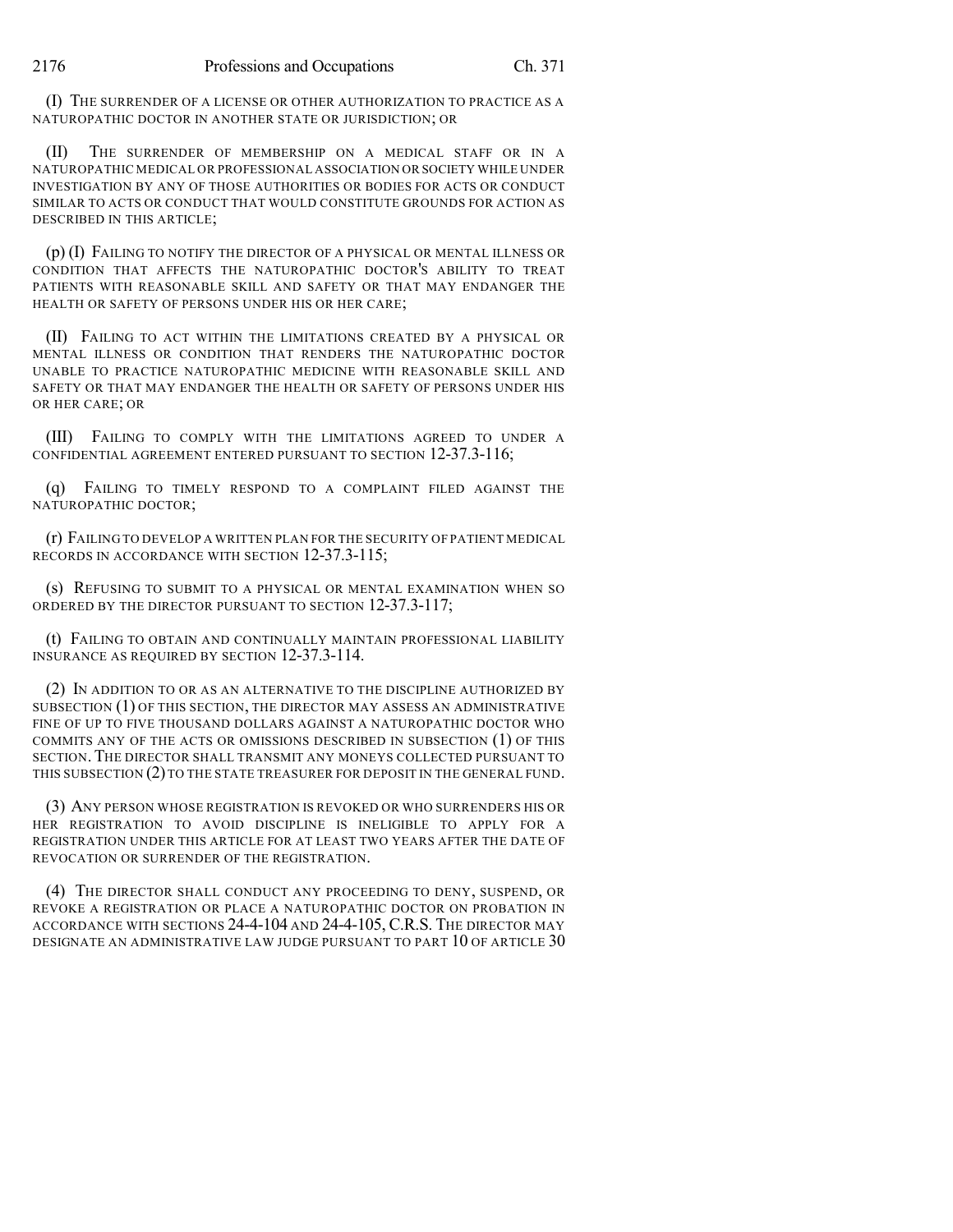(I) THE SURRENDER OF A LICENSE OR OTHER AUTHORIZATION TO PRACTICE AS A NATUROPATHIC DOCTOR IN ANOTHER STATE OR JURISDICTION; OR

(II) THE SURRENDER OF MEMBERSHIP ON A MEDICAL STAFF OR IN A NATUROPATHIC MEDICAL OR PROFESSIONAL ASSOCIATION OR SOCIETY WHILE UNDER INVESTIGATION BY ANY OF THOSE AUTHORITIES OR BODIES FOR ACTS OR CONDUCT SIMILAR TO ACTS OR CONDUCT THAT WOULD CONSTITUTE GROUNDS FOR ACTION AS DESCRIBED IN THIS ARTICLE;

(p) (I) FAILING TO NOTIFY THE DIRECTOR OF A PHYSICAL OR MENTAL ILLNESS OR CONDITION THAT AFFECTS THE NATUROPATHIC DOCTOR'S ABILITY TO TREAT PATIENTS WITH REASONABLE SKILL AND SAFETY OR THAT MAY ENDANGER THE HEALTH OR SAFETY OF PERSONS UNDER HIS OR HER CARE;

(II) FAILING TO ACT WITHIN THE LIMITATIONS CREATED BY A PHYSICAL OR MENTAL ILLNESS OR CONDITION THAT RENDERS THE NATUROPATHIC DOCTOR UNABLE TO PRACTICE NATUROPATHIC MEDICINE WITH REASONABLE SKILL AND SAFETY OR THAT MAY ENDANGER THE HEALTH OR SAFETY OF PERSONS UNDER HIS OR HER CARE; OR

(III) FAILING TO COMPLY WITH THE LIMITATIONS AGREED TO UNDER A CONFIDENTIAL AGREEMENT ENTERED PURSUANT TO SECTION 12-37.3-116;

(q) FAILING TO TIMELY RESPOND TO A COMPLAINT FILED AGAINST THE NATUROPATHIC DOCTOR;

(r) FAILING TO DEVELOP A WRITTEN PLAN FOR THE SECURITY OF PATIENT MEDICAL RECORDS IN ACCORDANCE WITH SECTION 12-37.3-115;

(s) REFUSING TO SUBMIT TO A PHYSICAL OR MENTAL EXAMINATION WHEN SO ORDERED BY THE DIRECTOR PURSUANT TO SECTION 12-37.3-117;

(t) FAILING TO OBTAIN AND CONTINUALLY MAINTAIN PROFESSIONAL LIABILITY INSURANCE AS REQUIRED BY SECTION 12-37.3-114.

(2) IN ADDITION TO OR AS AN ALTERNATIVE TO THE DISCIPLINE AUTHORIZED BY SUBSECTION (1) OF THIS SECTION, THE DIRECTOR MAY ASSESS AN ADMINISTRATIVE FINE OF UP TO FIVE THOUSAND DOLLARS AGAINST A NATUROPATHIC DOCTOR WHO COMMITS ANY OF THE ACTS OR OMISSIONS DESCRIBED IN SUBSECTION (1) OF THIS SECTION. THE DIRECTOR SHALL TRANSMIT ANY MONEYS COLLECTED PURSUANT TO THIS SUBSECTION (2) TO THE STATE TREASURER FOR DEPOSIT IN THE GENERAL FUND.

(3) ANY PERSON WHOSE REGISTRATION IS REVOKED OR WHO SURRENDERS HIS OR HER REGISTRATION TO AVOID DISCIPLINE IS INELIGIBLE TO APPLY FOR A REGISTRATION UNDER THIS ARTICLE FOR AT LEAST TWO YEARS AFTER THE DATE OF REVOCATION OR SURRENDER OF THE REGISTRATION.

(4) THE DIRECTOR SHALL CONDUCT ANY PROCEEDING TO DENY, SUSPEND, OR REVOKE A REGISTRATION OR PLACE A NATUROPATHIC DOCTOR ON PROBATION IN ACCORDANCE WITH SECTIONS 24-4-104 AND 24-4-105, C.R.S. THE DIRECTOR MAY DESIGNATE AN ADMINISTRATIVE LAW JUDGE PURSUANT TO PART 10 OF ARTICLE 30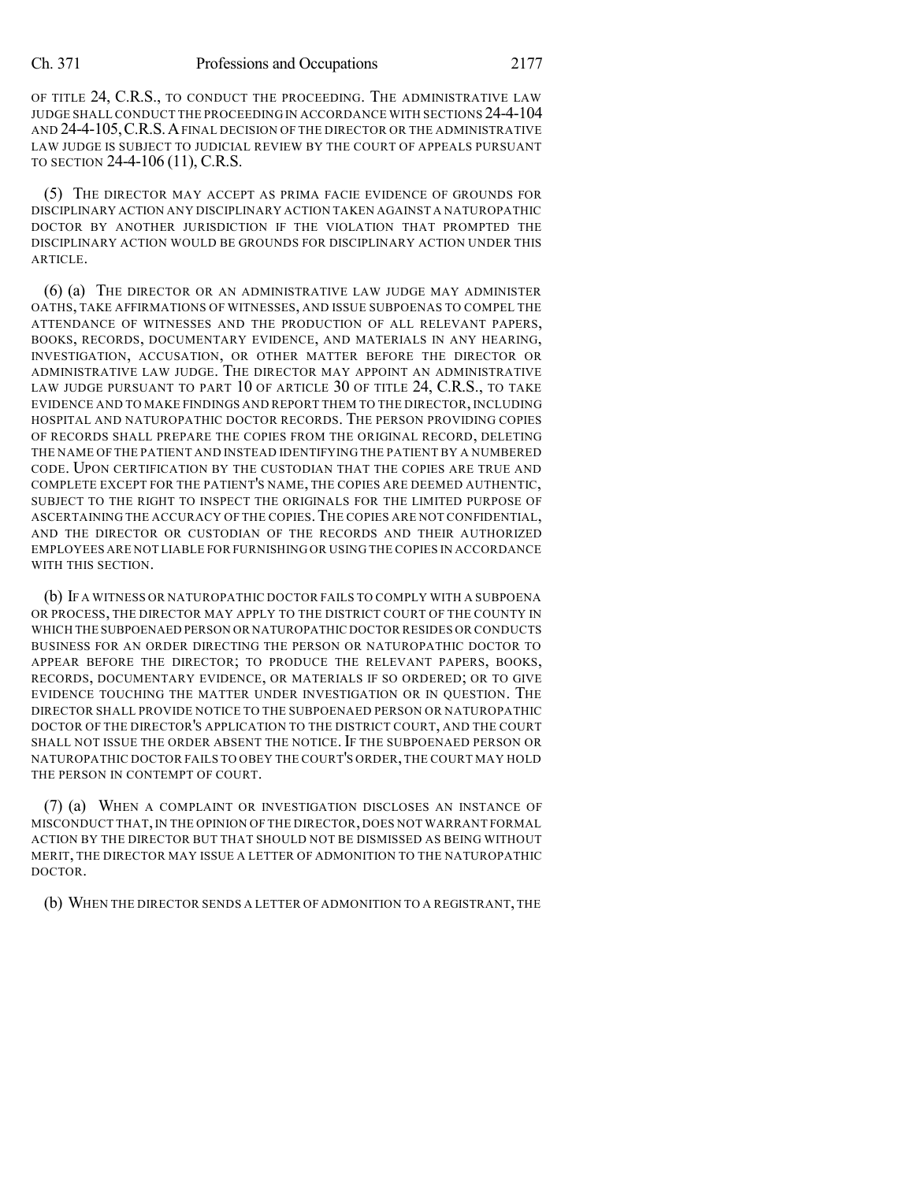OF TITLE 24, C.R.S., TO CONDUCT THE PROCEEDING. THE ADMINISTRATIVE LAW JUDGE SHALL CONDUCT THE PROCEEDING IN ACCORDANCE WITH SECTIONS 24-4-104 AND 24-4-105, C.R.S. A FINAL DECISION OF THE DIRECTOR OR THE ADMINISTRATIVE LAW JUDGE IS SUBJECT TO JUDICIAL REVIEW BY THE COURT OF APPEALS PURSUANT TO SECTION 24-4-106 (11), C.R.S.

(5) THE DIRECTOR MAY ACCEPT AS PRIMA FACIE EVIDENCE OF GROUNDS FOR DISCIPLINARY ACTION ANY DISCIPLINARY ACTION TAKEN AGAINST A NATUROPATHIC DOCTOR BY ANOTHER JURISDICTION IF THE VIOLATION THAT PROMPTED THE DISCIPLINARY ACTION WOULD BE GROUNDS FOR DISCIPLINARY ACTION UNDER THIS ARTICLE.

(6) (a) THE DIRECTOR OR AN ADMINISTRATIVE LAW JUDGE MAY ADMINISTER OATHS, TAKE AFFIRMATIONS OF WITNESSES, AND ISSUE SUBPOENAS TO COMPEL THE ATTENDANCE OF WITNESSES AND THE PRODUCTION OF ALL RELEVANT PAPERS, BOOKS, RECORDS, DOCUMENTARY EVIDENCE, AND MATERIALS IN ANY HEARING, INVESTIGATION, ACCUSATION, OR OTHER MATTER BEFORE THE DIRECTOR OR ADMINISTRATIVE LAW JUDGE. THE DIRECTOR MAY APPOINT AN ADMINISTRATIVE LAW JUDGE PURSUANT TO PART 10 OF ARTICLE 30 OF TITLE 24, C.R.S., TO TAKE EVIDENCE AND TO MAKE FINDINGS AND REPORT THEM TO THE DIRECTOR, INCLUDING HOSPITAL AND NATUROPATHIC DOCTOR RECORDS. THE PERSON PROVIDING COPIES OF RECORDS SHALL PREPARE THE COPIES FROM THE ORIGINAL RECORD, DELETING THE NAME OF THE PATIENT AND INSTEAD IDENTIFYING THE PATIENT BY A NUMBERED CODE. UPON CERTIFICATION BY THE CUSTODIAN THAT THE COPIES ARE TRUE AND COMPLETE EXCEPT FOR THE PATIENT'S NAME, THE COPIES ARE DEEMED AUTHENTIC, SUBJECT TO THE RIGHT TO INSPECT THE ORIGINALS FOR THE LIMITED PURPOSE OF ASCERTAINING THE ACCURACY OF THE COPIES. THE COPIES ARE NOT CONFIDENTIAL, AND THE DIRECTOR OR CUSTODIAN OF THE RECORDS AND THEIR AUTHORIZED EMPLOYEES ARE NOT LIABLE FOR FURNISHING OR USING THE COPIES IN ACCORDANCE WITH THIS SECTION.

(b) IF A WITNESS OR NATUROPATHIC DOCTOR FAILS TO COMPLY WITH A SUBPOENA OR PROCESS, THE DIRECTOR MAY APPLY TO THE DISTRICT COURT OF THE COUNTY IN WHICH THE SUBPOENAED PERSON OR NATUROPATHIC DOCTOR RESIDES OR CONDUCTS BUSINESS FOR AN ORDER DIRECTING THE PERSON OR NATUROPATHIC DOCTOR TO APPEAR BEFORE THE DIRECTOR; TO PRODUCE THE RELEVANT PAPERS, BOOKS, RECORDS, DOCUMENTARY EVIDENCE, OR MATERIALS IF SO ORDERED; OR TO GIVE EVIDENCE TOUCHING THE MATTER UNDER INVESTIGATION OR IN QUESTION. THE DIRECTOR SHALL PROVIDE NOTICE TO THE SUBPOENAED PERSON OR NATUROPATHIC DOCTOR OF THE DIRECTOR'S APPLICATION TO THE DISTRICT COURT, AND THE COURT SHALL NOT ISSUE THE ORDER ABSENT THE NOTICE. IF THE SUBPOENAED PERSON OR NATUROPATHIC DOCTOR FAILS TO OBEY THE COURT'S ORDER, THE COURT MAY HOLD THE PERSON IN CONTEMPT OF COURT.

(7) (a) WHEN A COMPLAINT OR INVESTIGATION DISCLOSES AN INSTANCE OF MISCONDUCT THAT, IN THE OPINION OF THE DIRECTOR, DOES NOT WARRANT FORMAL ACTION BY THE DIRECTOR BUT THAT SHOULD NOT BE DISMISSED AS BEING WITHOUT MERIT, THE DIRECTOR MAY ISSUE A LETTER OF ADMONITION TO THE NATUROPATHIC DOCTOR.

(b) WHEN THE DIRECTOR SENDS A LETTER OF ADMONITION TO A REGISTRANT, THE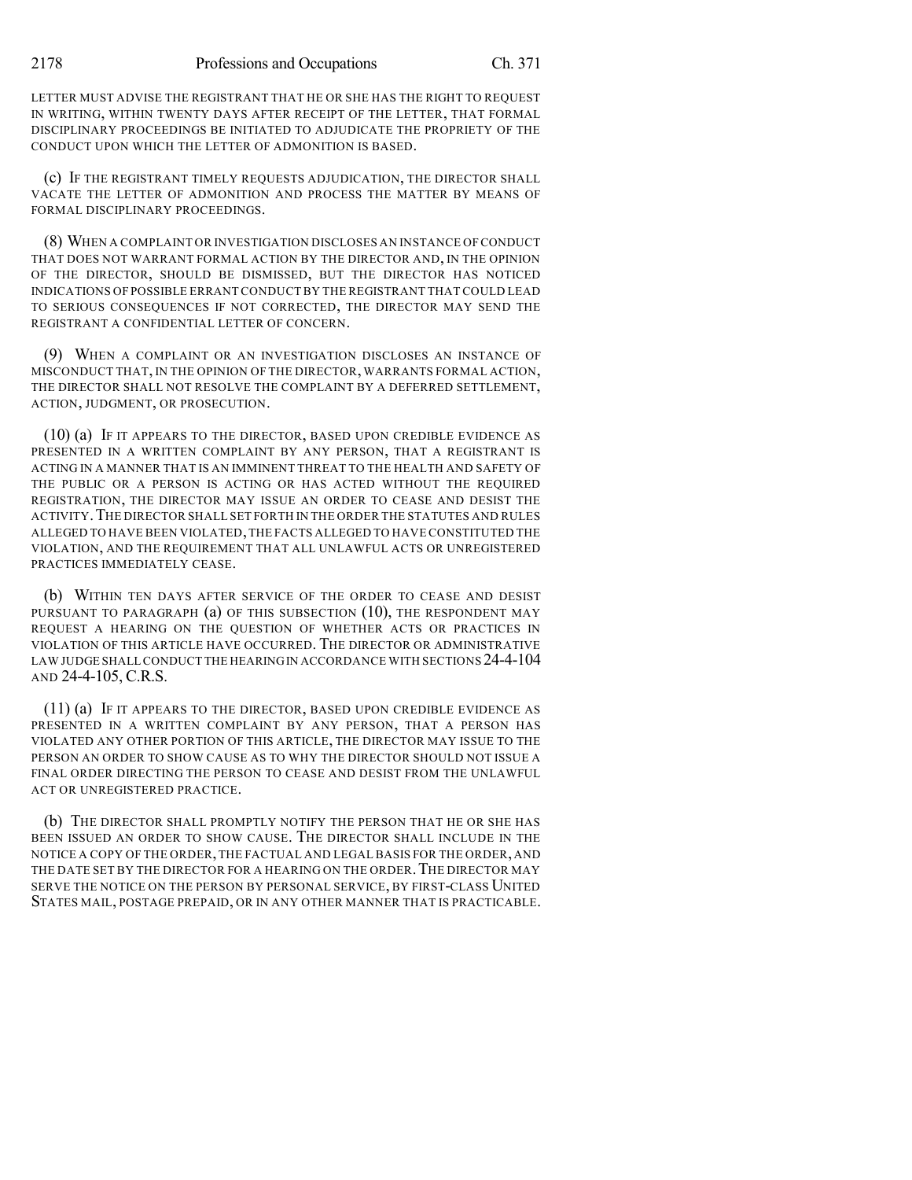LETTER MUST ADVISE THE REGISTRANT THAT HE OR SHE HAS THE RIGHT TO REQUEST IN WRITING, WITHIN TWENTY DAYS AFTER RECEIPT OF THE LETTER, THAT FORMAL DISCIPLINARY PROCEEDINGS BE INITIATED TO ADJUDICATE THE PROPRIETY OF THE CONDUCT UPON WHICH THE LETTER OF ADMONITION IS BASED.

(c) IF THE REGISTRANT TIMELY REQUESTS ADJUDICATION, THE DIRECTOR SHALL VACATE THE LETTER OF ADMONITION AND PROCESS THE MATTER BY MEANS OF FORMAL DISCIPLINARY PROCEEDINGS.

(8) WHEN A COMPLAINT OR INVESTIGATION DISCLOSES AN INSTANCE OF CONDUCT THAT DOES NOT WARRANT FORMAL ACTION BY THE DIRECTOR AND, IN THE OPINION OF THE DIRECTOR, SHOULD BE DISMISSED, BUT THE DIRECTOR HAS NOTICED INDICATIONS OF POSSIBLE ERRANT CONDUCT BY THE REGISTRANT THAT COULD LEAD TO SERIOUS CONSEQUENCES IF NOT CORRECTED, THE DIRECTOR MAY SEND THE REGISTRANT A CONFIDENTIAL LETTER OF CONCERN.

(9) WHEN A COMPLAINT OR AN INVESTIGATION DISCLOSES AN INSTANCE OF MISCONDUCT THAT, IN THE OPINION OF THE DIRECTOR, WARRANTS FORMAL ACTION, THE DIRECTOR SHALL NOT RESOLVE THE COMPLAINT BY A DEFERRED SETTLEMENT, ACTION, JUDGMENT, OR PROSECUTION.

(10) (a) IF IT APPEARS TO THE DIRECTOR, BASED UPON CREDIBLE EVIDENCE AS PRESENTED IN A WRITTEN COMPLAINT BY ANY PERSON, THAT A REGISTRANT IS ACTING IN A MANNER THAT IS AN IMMINENT THREAT TO THE HEALTH AND SAFETY OF THE PUBLIC OR A PERSON IS ACTING OR HAS ACTED WITHOUT THE REQUIRED REGISTRATION, THE DIRECTOR MAY ISSUE AN ORDER TO CEASE AND DESIST THE ACTIVITY. THE DIRECTOR SHALL SET FORTH IN THE ORDER THE STATUTES AND RULES ALLEGED TO HAVE BEEN VIOLATED, THE FACTS ALLEGED TO HAVE CONSTITUTED THE VIOLATION, AND THE REQUIREMENT THAT ALL UNLAWFUL ACTS OR UNREGISTERED PRACTICES IMMEDIATELY CEASE.

(b) WITHIN TEN DAYS AFTER SERVICE OF THE ORDER TO CEASE AND DESIST PURSUANT TO PARAGRAPH (a) OF THIS SUBSECTION (10), THE RESPONDENT MAY REQUEST A HEARING ON THE QUESTION OF WHETHER ACTS OR PRACTICES IN VIOLATION OF THIS ARTICLE HAVE OCCURRED. THE DIRECTOR OR ADMINISTRATIVE LAW JUDGE SHALL CONDUCT THE HEARING IN ACCORDANCE WITH SECTIONS 24-4-104 AND 24-4-105, C.R.S.

(11) (a) IF IT APPEARS TO THE DIRECTOR, BASED UPON CREDIBLE EVIDENCE AS PRESENTED IN A WRITTEN COMPLAINT BY ANY PERSON, THAT A PERSON HAS VIOLATED ANY OTHER PORTION OF THIS ARTICLE, THE DIRECTOR MAY ISSUE TO THE PERSON AN ORDER TO SHOW CAUSE AS TO WHY THE DIRECTOR SHOULD NOT ISSUE A FINAL ORDER DIRECTING THE PERSON TO CEASE AND DESIST FROM THE UNLAWFUL ACT OR UNREGISTERED PRACTICE.

(b) THE DIRECTOR SHALL PROMPTLY NOTIFY THE PERSON THAT HE OR SHE HAS BEEN ISSUED AN ORDER TO SHOW CAUSE. THE DIRECTOR SHALL INCLUDE IN THE NOTICE A COPY OF THE ORDER, THE FACTUAL AND LEGAL BASIS FOR THE ORDER, AND THE DATE SET BY THE DIRECTOR FOR A HEARING ON THE ORDER. THE DIRECTOR MAY SERVE THE NOTICE ON THE PERSON BY PERSONAL SERVICE, BY FIRST-CLASS UNITED STATES MAIL, POSTAGE PREPAID, OR IN ANY OTHER MANNER THAT IS PRACTICABLE.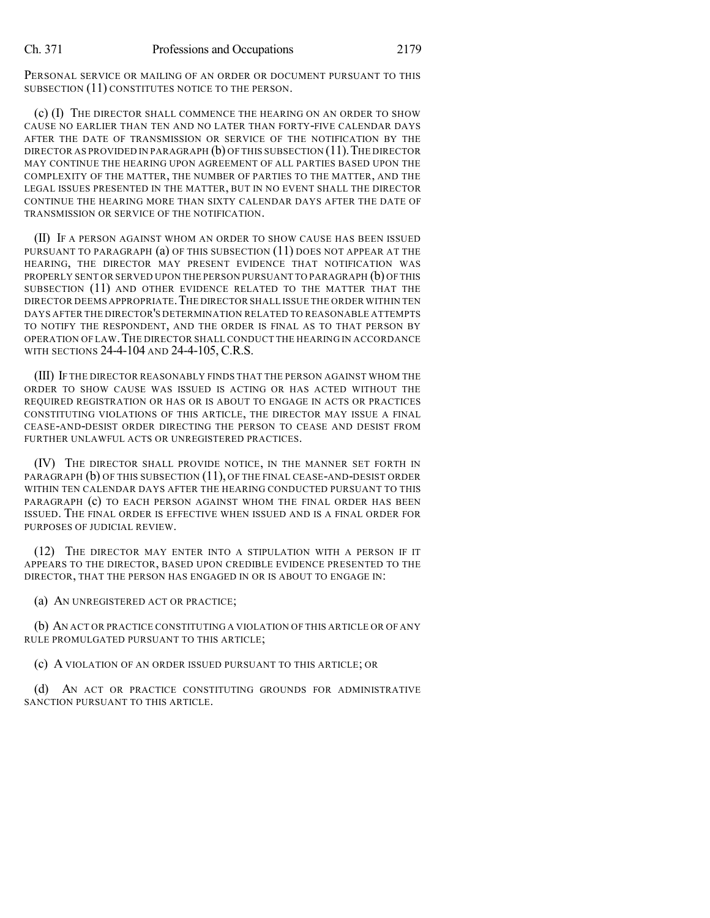PERSONAL SERVICE OR MAILING OF AN ORDER OR DOCUMENT PURSUANT TO THIS SUBSECTION (11) CONSTITUTES NOTICE TO THE PERSON.

(c) (I) THE DIRECTOR SHALL COMMENCE THE HEARING ON AN ORDER TO SHOW CAUSE NO EARLIER THAN TEN AND NO LATER THAN FORTY-FIVE CALENDAR DAYS AFTER THE DATE OF TRANSMISSION OR SERVICE OF THE NOTIFICATION BY THE DIRECTOR AS PROVIDED IN PARAGRAPH (b) OF THIS SUBSECTION (11). THE DIRECTOR MAY CONTINUE THE HEARING UPON AGREEMENT OF ALL PARTIES BASED UPON THE COMPLEXITY OF THE MATTER, THE NUMBER OF PARTIES TO THE MATTER, AND THE LEGAL ISSUES PRESENTED IN THE MATTER, BUT IN NO EVENT SHALL THE DIRECTOR CONTINUE THE HEARING MORE THAN SIXTY CALENDAR DAYS AFTER THE DATE OF TRANSMISSION OR SERVICE OF THE NOTIFICATION.

(II) IF A PERSON AGAINST WHOM AN ORDER TO SHOW CAUSE HAS BEEN ISSUED PURSUANT TO PARAGRAPH (a) OF THIS SUBSECTION (11) DOES NOT APPEAR AT THE HEARING, THE DIRECTOR MAY PRESENT EVIDENCE THAT NOTIFICATION WAS PROPERLY SENT OR SERVED UPON THE PERSON PURSUANT TO PARAGRAPH (b) OF THIS SUBSECTION (11) AND OTHER EVIDENCE RELATED TO THE MATTER THAT THE DIRECTOR DEEMS APPROPRIATE. THE DIRECTOR SHALL ISSUE THE ORDER WITHIN TEN DAYS AFTER THE DIRECTOR'S DETERMINATION RELATED TO REASONABLE ATTEMPTS TO NOTIFY THE RESPONDENT, AND THE ORDER IS FINAL AS TO THAT PERSON BY OPERATION OF LAW. THE DIRECTOR SHALL CONDUCT THE HEARING IN ACCORDANCE WITH SECTIONS 24-4-104 AND 24-4-105, C.R.S.

(III) IF THE DIRECTOR REASONABLY FINDS THAT THE PERSON AGAINST WHOM THE ORDER TO SHOW CAUSE WAS ISSUED IS ACTING OR HAS ACTED WITHOUT THE REQUIRED REGISTRATION OR HAS OR IS ABOUT TO ENGAGE IN ACTS OR PRACTICES CONSTITUTING VIOLATIONS OF THIS ARTICLE, THE DIRECTOR MAY ISSUE A FINAL CEASE-AND-DESIST ORDER DIRECTING THE PERSON TO CEASE AND DESIST FROM FURTHER UNLAWFUL ACTS OR UNREGISTERED PRACTICES.

(IV) THE DIRECTOR SHALL PROVIDE NOTICE, IN THE MANNER SET FORTH IN PARAGRAPH (b) OF THIS SUBSECTION (11), OF THE FINAL CEASE-AND-DESIST ORDER WITHIN TEN CALENDAR DAYS AFTER THE HEARING CONDUCTED PURSUANT TO THIS PARAGRAPH (c) TO EACH PERSON AGAINST WHOM THE FINAL ORDER HAS BEEN ISSUED. THE FINAL ORDER IS EFFECTIVE WHEN ISSUED AND IS A FINAL ORDER FOR PURPOSES OF JUDICIAL REVIEW.

(12) THE DIRECTOR MAY ENTER INTO A STIPULATION WITH A PERSON IF IT APPEARS TO THE DIRECTOR, BASED UPON CREDIBLE EVIDENCE PRESENTED TO THE DIRECTOR, THAT THE PERSON HAS ENGAGED IN OR IS ABOUT TO ENGAGE IN:

(a) AN UNREGISTERED ACT OR PRACTICE;

(b) AN ACT OR PRACTICE CONSTITUTING A VIOLATION OF THIS ARTICLE OR OF ANY RULE PROMULGATED PURSUANT TO THIS ARTICLE;

(c) A VIOLATION OF AN ORDER ISSUED PURSUANT TO THIS ARTICLE; OR

(d) AN ACT OR PRACTICE CONSTITUTING GROUNDS FOR ADMINISTRATIVE SANCTION PURSUANT TO THIS ARTICLE.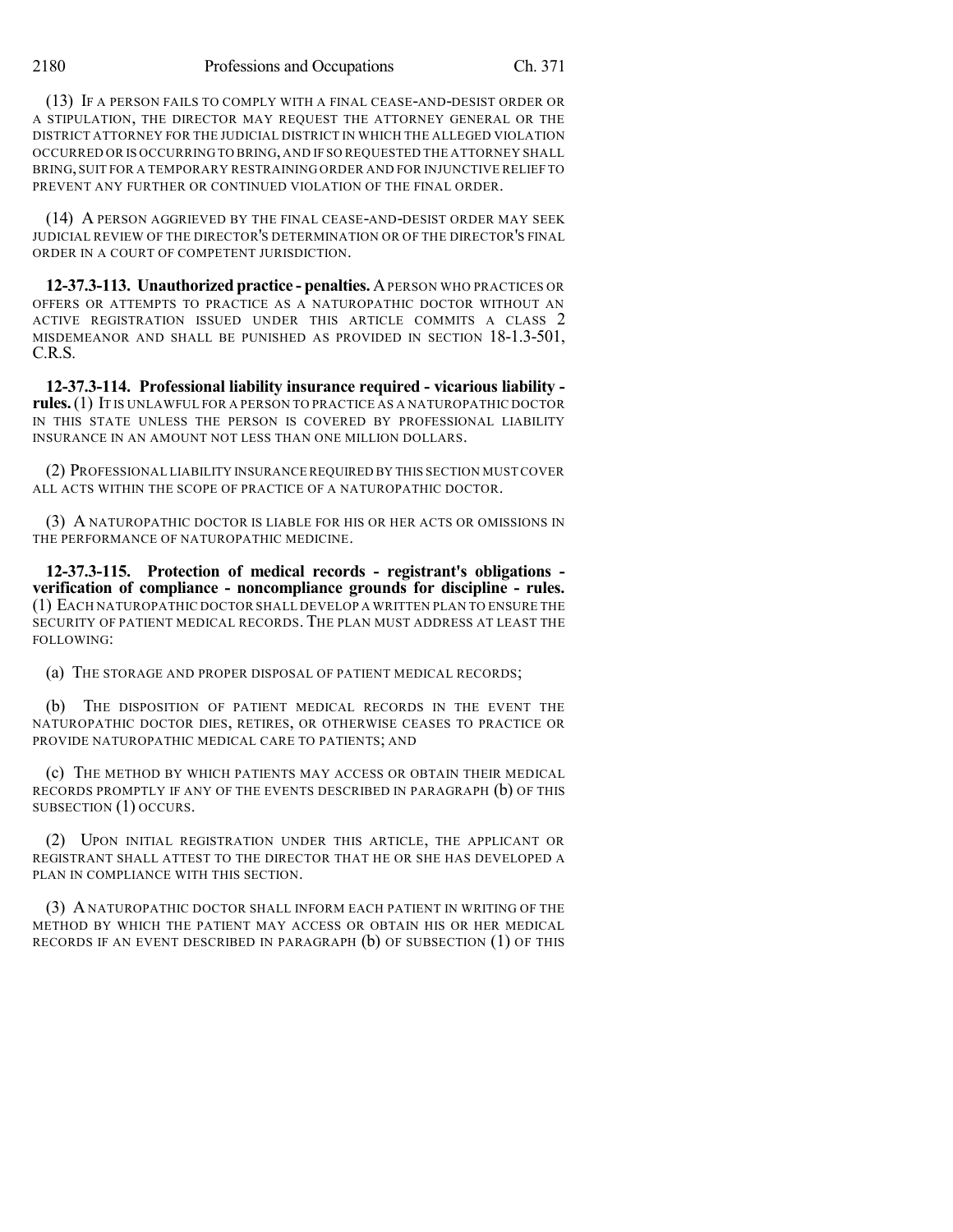(13) IF A PERSON FAILS TO COMPLY WITH A FINAL CEASE-AND-DESIST ORDER OR A STIPULATION, THE DIRECTOR MAY REQUEST THE ATTORNEY GENERAL OR THE DISTRICT ATTORNEY FOR THE JUDICIAL DISTRICT IN WHICH THE ALLEGED VIOLATION OCCURRED OR IS OCCURRING TO BRING, AND IF SO REQUESTED THE ATTORNEY SHALL BRING, SUIT FOR A TEMPORARY RESTRAINING ORDER AND FOR INJUNCTIVE RELIEF TO PREVENT ANY FURTHER OR CONTINUED VIOLATION OF THE FINAL ORDER.

(14) A PERSON AGGRIEVED BY THE FINAL CEASE-AND-DESIST ORDER MAY SEEK JUDICIAL REVIEW OF THE DIRECTOR'S DETERMINATION OR OF THE DIRECTOR'S FINAL ORDER IN A COURT OF COMPETENT JURISDICTION.

**12-37.3-113. Unauthorized practice - penalties.** A PERSON WHO PRACTICES OR OFFERS OR ATTEMPTS TO PRACTICE AS A NATUROPATHIC DOCTOR WITHOUT AN ACTIVE REGISTRATION ISSUED UNDER THIS ARTICLE COMMITS A CLASS 2 MISDEMEANOR AND SHALL BE PUNISHED AS PROVIDED IN SECTION 18-1.3-501, C.R.S.

**12-37.3-114. Professional liability insurance required - vicarious liability - rules.** (1) IT IS UNLAWFUL FOR A PERSON TO PRACTICE AS A NATUROPATHIC DOCTOR IN THIS STATE UNLESS THE PERSON IS COVERED BY PROFESSIONAL LIABILITY INSURANCE IN AN AMOUNT NOT LESS THAN ONE MILLION DOLLARS.

(2) PROFESSIONAL LIABILITY INSURANCE REQUIRED BY THIS SECTION MUST COVER ALL ACTS WITHIN THE SCOPE OF PRACTICE OF A NATUROPATHIC DOCTOR.

(3) A NATUROPATHIC DOCTOR IS LIABLE FOR HIS OR HER ACTS OR OMISSIONS IN THE PERFORMANCE OF NATUROPATHIC MEDICINE.

**12-37.3-115. Protection of medical records - registrant's obligations - verification of compliance - noncompliance grounds for discipline - rules.** (1) EACH NATUROPATHIC DOCTOR SHALL DEVELOP A WRITTEN PLAN TO ENSURE THE SECURITY OF PATIENT MEDICAL RECORDS. THE PLAN MUST ADDRESS AT LEAST THE FOLLOWING:

(a) THE STORAGE AND PROPER DISPOSAL OF PATIENT MEDICAL RECORDS;

(b) THE DISPOSITION OF PATIENT MEDICAL RECORDS IN THE EVENT THE NATUROPATHIC DOCTOR DIES, RETIRES, OR OTHERWISE CEASES TO PRACTICE OR PROVIDE NATUROPATHIC MEDICAL CARE TO PATIENTS; AND

(c) THE METHOD BY WHICH PATIENTS MAY ACCESS OR OBTAIN THEIR MEDICAL RECORDS PROMPTLY IF ANY OF THE EVENTS DESCRIBED IN PARAGRAPH (b) OF THIS SUBSECTION (1) OCCURS.

(2) UPON INITIAL REGISTRATION UNDER THIS ARTICLE, THE APPLICANT OR REGISTRANT SHALL ATTEST TO THE DIRECTOR THAT HE OR SHE HAS DEVELOPED A PLAN IN COMPLIANCE WITH THIS SECTION.

(3) A NATUROPATHIC DOCTOR SHALL INFORM EACH PATIENT IN WRITING OF THE METHOD BY WHICH THE PATIENT MAY ACCESS OR OBTAIN HIS OR HER MEDICAL RECORDS IF AN EVENT DESCRIBED IN PARAGRAPH (b) OF SUBSECTION (1) OF THIS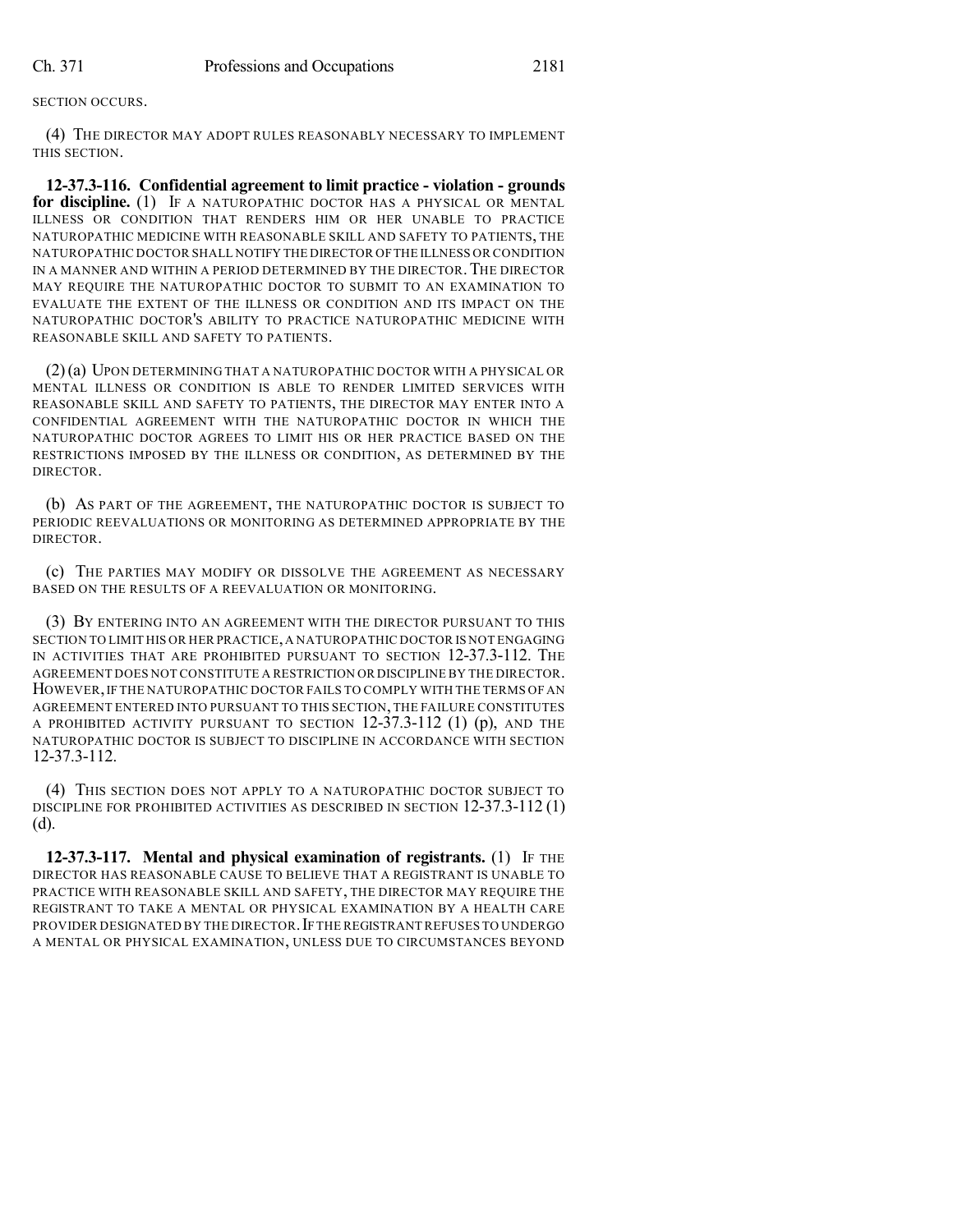SECTION OCCURS.

(4) THE DIRECTOR MAY ADOPT RULES REASONABLY NECESSARY TO IMPLEMENT THIS SECTION.

**12-37.3-116. Confidential agreement to limit practice - violation - grounds for discipline.** (1) IF A NATUROPATHIC DOCTOR HAS A PHYSICAL OR MENTAL ILLNESS OR CONDITION THAT RENDERS HIM OR HER UNABLE TO PRACTICE NATUROPATHIC MEDICINE WITH REASONABLE SKILL AND SAFETY TO PATIENTS, THE NATUROPATHIC DOCTOR SHALL NOTIFY THE DIRECTOR OF THE ILLNESS OR CONDITION IN A MANNER AND WITHIN A PERIOD DETERMINED BY THE DIRECTOR. THE DIRECTOR MAY REQUIRE THE NATUROPATHIC DOCTOR TO SUBMIT TO AN EXAMINATION TO EVALUATE THE EXTENT OF THE ILLNESS OR CONDITION AND ITS IMPACT ON THE NATUROPATHIC DOCTOR'S ABILITY TO PRACTICE NATUROPATHIC MEDICINE WITH REASONABLE SKILL AND SAFETY TO PATIENTS.

(2) (a) UPON DETERMINING THAT A NATUROPATHIC DOCTOR WITH A PHYSICAL OR MENTAL ILLNESS OR CONDITION IS ABLE TO RENDER LIMITED SERVICES WITH REASONABLE SKILL AND SAFETY TO PATIENTS, THE DIRECTOR MAY ENTER INTO A CONFIDENTIAL AGREEMENT WITH THE NATUROPATHIC DOCTOR IN WHICH THE NATUROPATHIC DOCTOR AGREES TO LIMIT HIS OR HER PRACTICE BASED ON THE RESTRICTIONS IMPOSED BY THE ILLNESS OR CONDITION, AS DETERMINED BY THE DIRECTOR.

(b) AS PART OF THE AGREEMENT, THE NATUROPATHIC DOCTOR IS SUBJECT TO PERIODIC REEVALUATIONS OR MONITORING AS DETERMINED APPROPRIATE BY THE DIRECTOR.

(c) THE PARTIES MAY MODIFY OR DISSOLVE THE AGREEMENT AS NECESSARY BASED ON THE RESULTS OF A REEVALUATION OR MONITORING.

(3) BY ENTERING INTO AN AGREEMENT WITH THE DIRECTOR PURSUANT TO THIS SECTION TO LIMIT HIS OR HER PRACTICE, A NATUROPATHIC DOCTOR IS NOT ENGAGING IN ACTIVITIES THAT ARE PROHIBITED PURSUANT TO SECTION 12-37.3-112. THE AGREEMENT DOES NOT CONSTITUTE A RESTRICTION OR DISCIPLINE BY THE DIRECTOR. HOWEVER, IF THE NATUROPATHIC DOCTOR FAILS TO COMPLY WITH THE TERMS OF AN AGREEMENT ENTERED INTO PURSUANT TO THIS SECTION, THE FAILURE CONSTITUTES A PROHIBITED ACTIVITY PURSUANT TO SECTION 12-37.3-112 (1) (p), AND THE NATUROPATHIC DOCTOR IS SUBJECT TO DISCIPLINE IN ACCORDANCE WITH SECTION 12-37.3-112.

(4) THIS SECTION DOES NOT APPLY TO A NATUROPATHIC DOCTOR SUBJECT TO DISCIPLINE FOR PROHIBITED ACTIVITIES AS DESCRIBED IN SECTION 12-37.3-112 (1) (d).

**12-37.3-117. Mental and physical examination of registrants.** (1) IF THE DIRECTOR HAS REASONABLE CAUSE TO BELIEVE THAT A REGISTRANT IS UNABLE TO PRACTICE WITH REASONABLE SKILL AND SAFETY, THE DIRECTOR MAY REQUIRE THE REGISTRANT TO TAKE A MENTAL OR PHYSICAL EXAMINATION BY A HEALTH CARE PROVIDER DESIGNATED BY THE DIRECTOR. IF THE REGISTRANT REFUSES TO UNDERGO A MENTAL OR PHYSICAL EXAMINATION, UNLESS DUE TO CIRCUMSTANCES BEYOND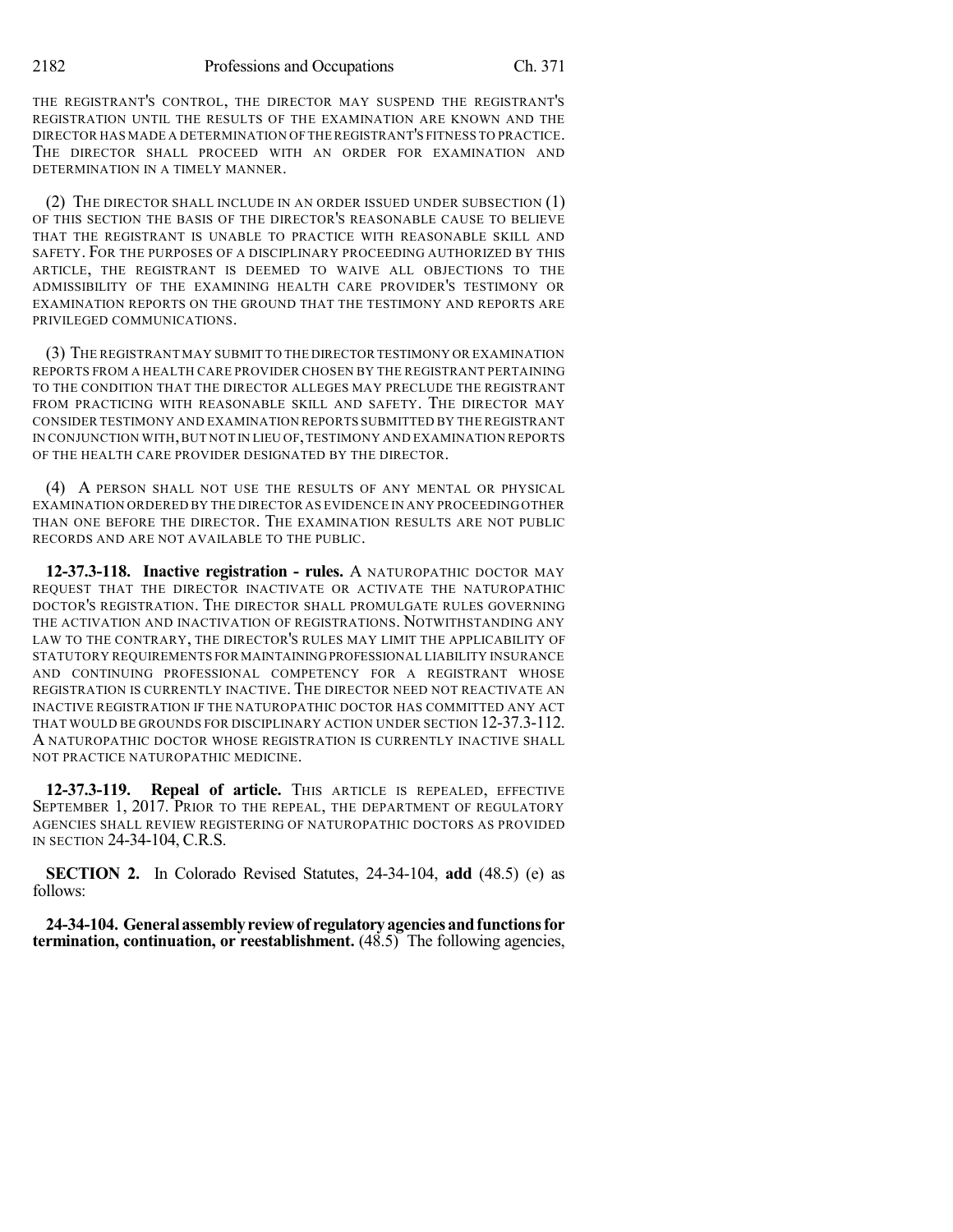THE REGISTRANT'S CONTROL, THE DIRECTOR MAY SUSPEND THE REGISTRANT'S REGISTRATION UNTIL THE RESULTS OF THE EXAMINATION ARE KNOWN AND THE DIRECTOR HAS MADE A DETERMINATION OF THE REGISTRANT'S FITNESS TO PRACTICE. THE DIRECTOR SHALL PROCEED WITH AN ORDER FOR EXAMINATION AND DETERMINATION IN A TIMELY MANNER.

(2) THE DIRECTOR SHALL INCLUDE IN AN ORDER ISSUED UNDER SUBSECTION (1) OF THIS SECTION THE BASIS OF THE DIRECTOR'S REASONABLE CAUSE TO BELIEVE THAT THE REGISTRANT IS UNABLE TO PRACTICE WITH REASONABLE SKILL AND SAFETY. FOR THE PURPOSES OF A DISCIPLINARY PROCEEDING AUTHORIZED BY THIS ARTICLE, THE REGISTRANT IS DEEMED TO WAIVE ALL OBJECTIONS TO THE ADMISSIBILITY OF THE EXAMINING HEALTH CARE PROVIDER'S TESTIMONY OR EXAMINATION REPORTS ON THE GROUND THAT THE TESTIMONY AND REPORTS ARE PRIVILEGED COMMUNICATIONS.

(3) THE REGISTRANT MAY SUBMIT TO THE DIRECTOR TESTIMONY OR EXAMINATION REPORTS FROM A HEALTH CARE PROVIDER CHOSEN BY THE REGISTRANT PERTAINING TO THE CONDITION THAT THE DIRECTOR ALLEGES MAY PRECLUDE THE REGISTRANT FROM PRACTICING WITH REASONABLE SKILL AND SAFETY. THE DIRECTOR MAY CONSIDER TESTIMONY AND EXAMINATION REPORTS SUBMITTED BY THE REGISTRANT IN CONJUNCTION WITH, BUT NOT IN LIEU OF, TESTIMONY AND EXAMINATION REPORTS OF THE HEALTH CARE PROVIDER DESIGNATED BY THE DIRECTOR.

(4) A PERSON SHALL NOT USE THE RESULTS OF ANY MENTAL OR PHYSICAL EXAMINATION ORDERED BY THE DIRECTOR AS EVIDENCE IN ANY PROCEEDING OTHER THAN ONE BEFORE THE DIRECTOR. THE EXAMINATION RESULTS ARE NOT PUBLIC RECORDS AND ARE NOT AVAILABLE TO THE PUBLIC.

**12-37.3-118. Inactive registration - rules.** A NATUROPATHIC DOCTOR MAY REQUEST THAT THE DIRECTOR INACTIVATE OR ACTIVATE THE NATUROPATHIC DOCTOR'S REGISTRATION. THE DIRECTOR SHALL PROMULGATE RULES GOVERNING THE ACTIVATION AND INACTIVATION OF REGISTRATIONS. NOTWITHSTANDING ANY LAW TO THE CONTRARY, THE DIRECTOR'S RULES MAY LIMIT THE APPLICABILITY OF STATUTORY REQUIREMENTS FOR MAINTAINING PROFESSIONAL LIABILITY INSURANCE AND CONTINUING PROFESSIONAL COMPETENCY FOR A REGISTRANT WHOSE REGISTRATION IS CURRENTLY INACTIVE. THE DIRECTOR NEED NOT REACTIVATE AN INACTIVE REGISTRATION IF THE NATUROPATHIC DOCTOR HAS COMMITTED ANY ACT THAT WOULD BE GROUNDS FOR DISCIPLINARY ACTION UNDER SECTION 12-37.3-112. A NATUROPATHIC DOCTOR WHOSE REGISTRATION IS CURRENTLY INACTIVE SHALL NOT PRACTICE NATUROPATHIC MEDICINE.

**12-37.3-119. Repeal of article.** THIS ARTICLE IS REPEALED, EFFECTIVE SEPTEMBER 1, 2017. PRIOR TO THE REPEAL, THE DEPARTMENT OF REGULATORY AGENCIES SHALL REVIEW REGISTERING OF NATUROPATHIC DOCTORS AS PROVIDED IN SECTION 24-34-104, C.R.S.

**SECTION 2.** In Colorado Revised Statutes, 24-34-104, **add** (48.5) (e) as follows:

**24-34-104. General assembly review of regulatory agencies and functions for termination, continuation, or reestablishment.** (48.5) The following agencies,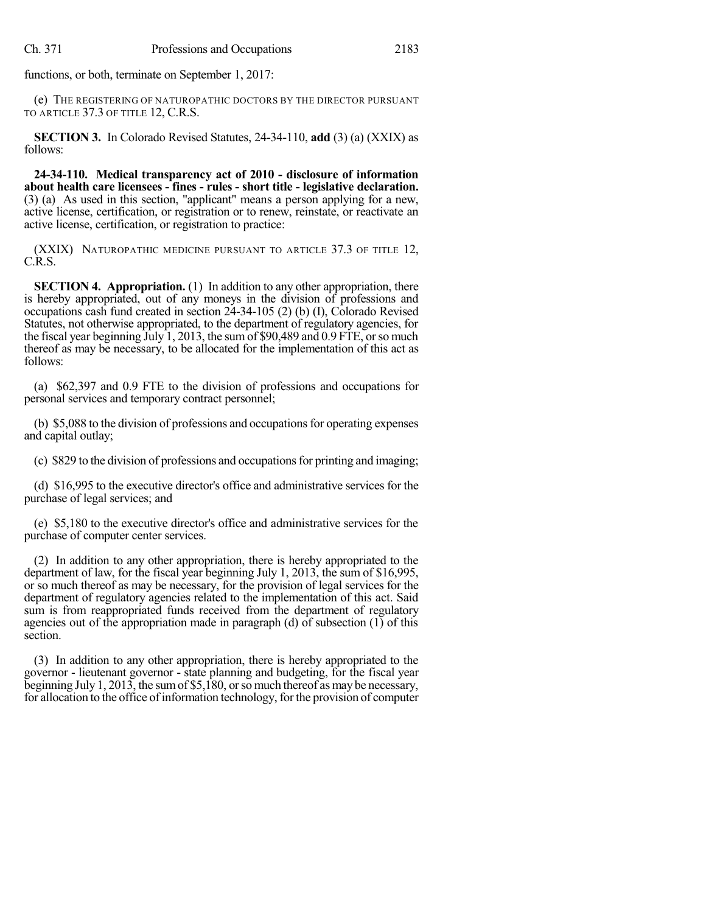functions, or both, terminate on September 1, 2017:

(e) THE REGISTERING OF NATUROPATHIC DOCTORS BY THE DIRECTOR PURSUANT TO ARTICLE 37.3 OF TITLE 12, C.R.S.

**SECTION 3.** In Colorado Revised Statutes, 24-34-110, **add** (3) (a) (XXIX) as follows:

**24-34-110. Medical transparency act of 2010 - disclosure of information about health care licensees - fines - rules - short title - legislative declaration.** (3) (a) As used in this section, "applicant" means a person applying for a new, active license, certification, or registration or to renew, reinstate, or reactivate an active license, certification, or registration to practice:

(XXIX) NATUROPATHIC MEDICINE PURSUANT TO ARTICLE 37.3 OF TITLE 12, C.R.S.

**SECTION 4. Appropriation.** (1) In addition to any other appropriation, there is hereby appropriated, out of any moneys in the division of professions and occupations cash fund created in section 24-34-105 (2) (b) (I), Colorado Revised Statutes, not otherwise appropriated, to the department of regulatory agencies, for the fiscal year beginning July 1, 2013, the sum of $90,489 and 0.9 FTE, or so much thereof as may be necessary, to be allocated for the implementation of this act as follows:

(a) $62,397 and 0.9 FTE to the division of professions and occupations for personal services and temporary contract personnel;

(b) $5,088 to the division of professions and occupations for operating expenses and capital outlay;

(c) $829 to the division of professions and occupations for printing and imaging;

(d) $16,995 to the executive director's office and administrative services for the purchase of legal services; and

(e) $5,180 to the executive director's office and administrative services for the purchase of computer center services.

(2) In addition to any other appropriation, there is hereby appropriated to the department of law, for the fiscal year beginning July 1, 2013, the sum of $16,995, or so much thereof as may be necessary, for the provision of legal services for the department of regulatory agencies related to the implementation of this act. Said sum is from reappropriated funds received from the department of regulatory agencies out of the appropriation made in paragraph (d) of subsection (1) of this section.

(3) In addition to any other appropriation, there is hereby appropriated to the governor - lieutenant governor - state planning and budgeting, for the fiscal year beginning July 1, 2013, the sum of $5,180, or so much thereof as may be necessary, for allocation to the office of information technology, for the provision of computer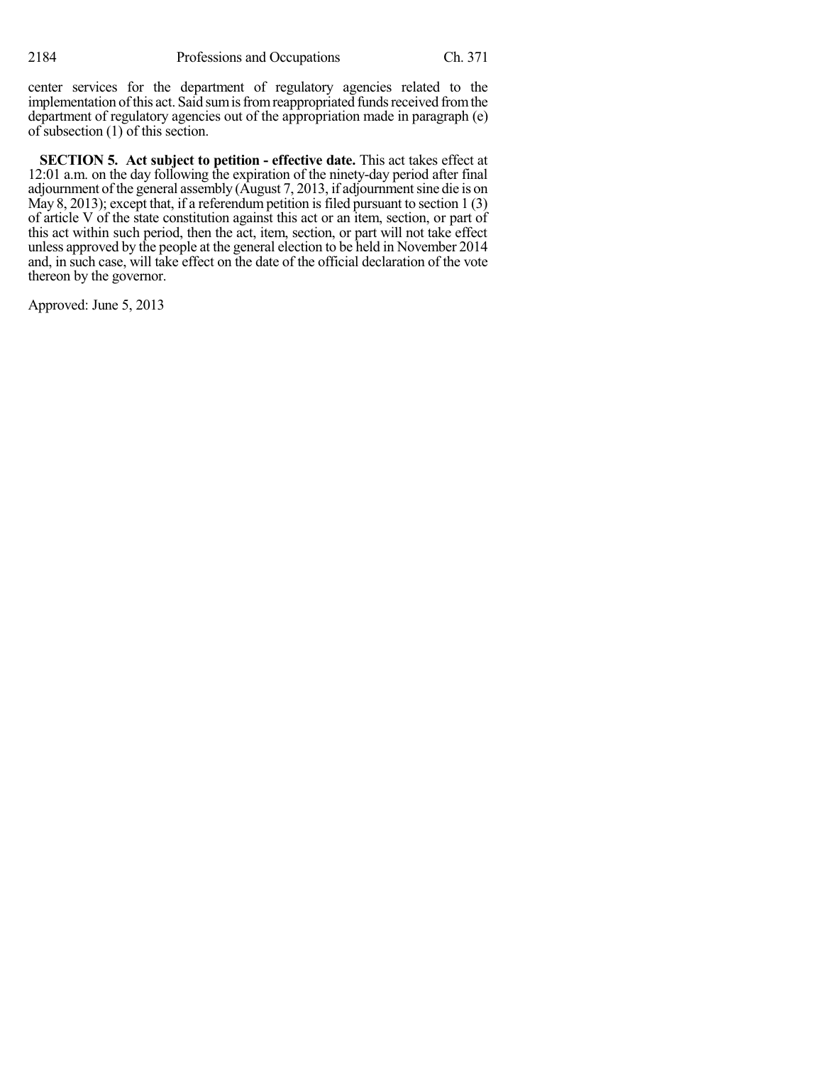center services for the department of regulatory agencies related to the implementation of this act. Said sum is from reappropriated funds received from the department of regulatory agencies out of the appropriation made in paragraph (e) of subsection (1) of this section.

**SECTION 5. Act subject to petition - effective date.** This act takes effect at 12:01 a.m. on the day following the expiration of the ninety-day period after final adjournment of the general assembly (August 7, 2013, if adjournment sine die is on May 8, 2013); except that, if a referendum petition is filed pursuant to section 1 (3) of article V of the state constitution against this act or an item, section, or part of this act within such period, then the act, item, section, or part will not take effect unless approved by the people at the general election to be held in November 2014 and, in such case, will take effect on the date of the official declaration of the vote thereon by the governor.

Approved: June 5, 2013